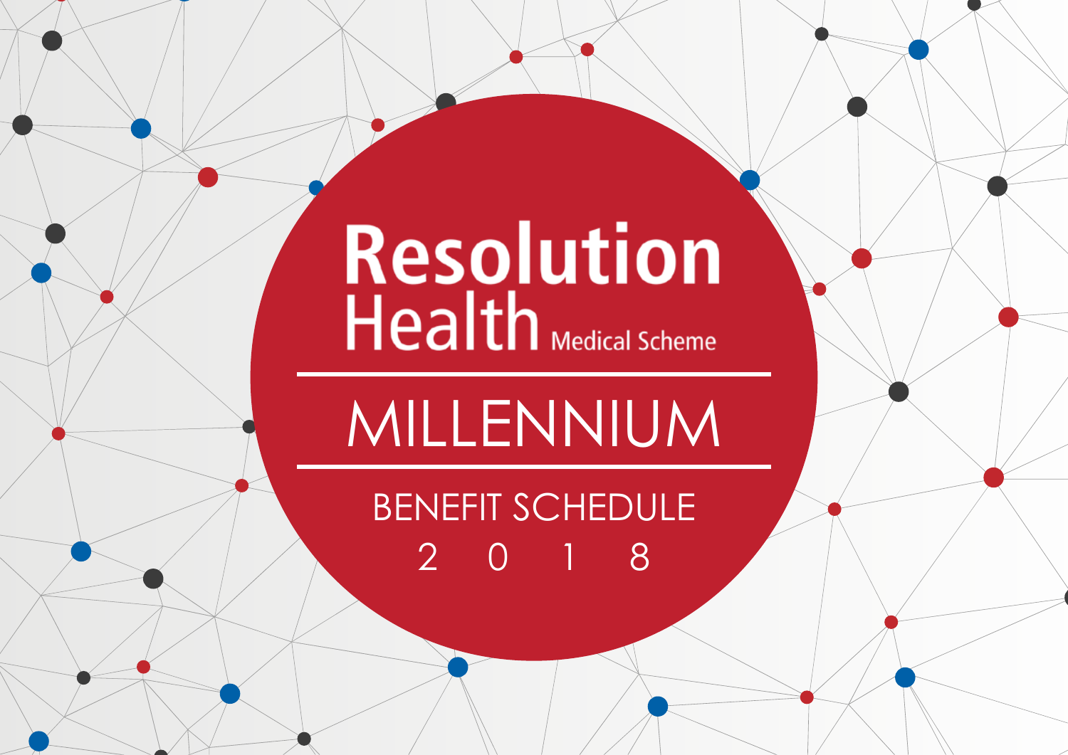# Resolution Health Medical Scheme

## MILLENNIUM

### BENEFIT SCHEDULE 2018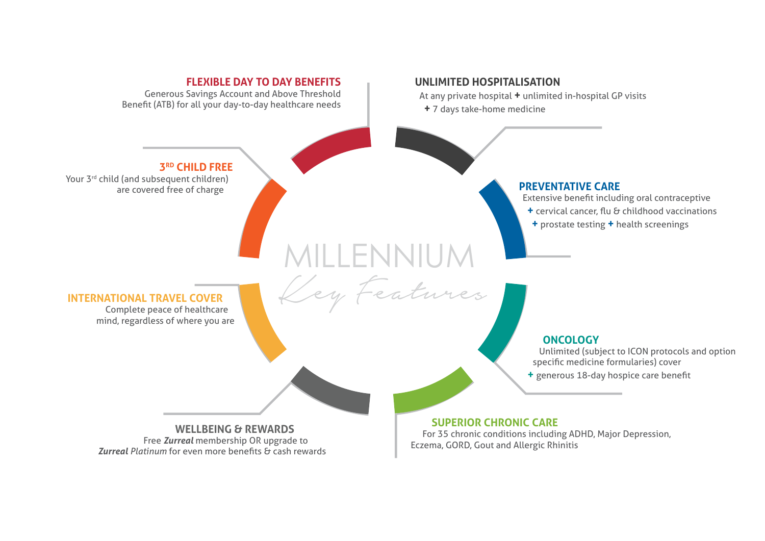# MILLENNIUM

*Key Features*

## FLEXIBLE DAY TO DAY BENEFITS

Generous Savings Account and Above Threshold Benefit (ATB) for all your day-to-day healthcare needs

## UNLIMITED HOSPITALISATION

At any private hospital + unlimited in-hospital GP visits + 7 days take-home medicine

## 3RD CHILD FREE

Your 3rd child (and subsequent children) are covered free of charge

## PREVENTATIVE CARE

Extensive benefit including oral contraceptive + cervical cancer, flu & childhood vaccinations + prostate testing + health screenings

## INTERNATIONAL TRAVEL COVER

Complete peace of healthcare mind, regardless of where you are

## ONCOLOGY

Unlimited (subject to ICON protocols and option specific medicine formularies) cover + generous 18-day hospice care benefit

## WELLBEING & REWARDS

Free ***Zurreal*** membership OR upgrade to ***Zurreal*** *Platinum* for even more benefits & cash rewards

## SUPERIOR CHRONIC CARE

For 35 chronic conditions including ADHD, Major Depression, Eczema, GORD, Gout and Allergic Rhinitis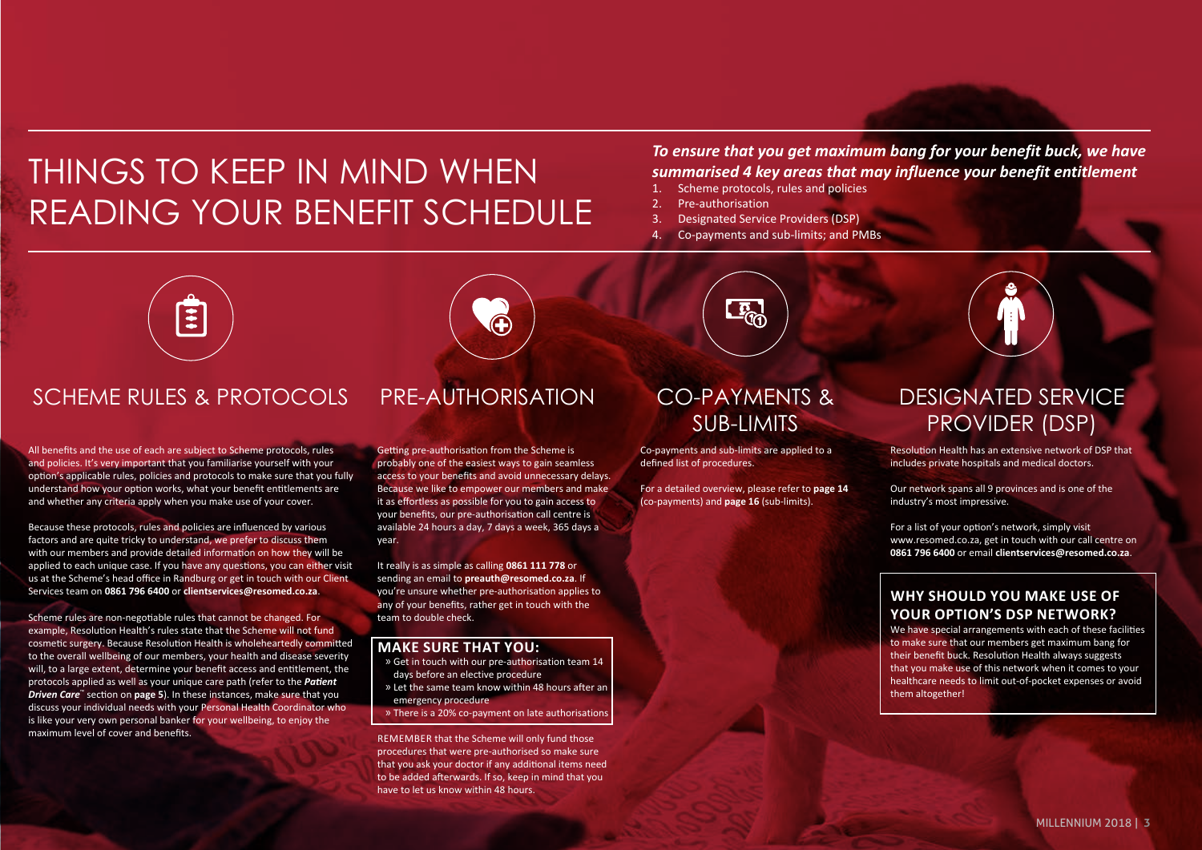# THINGS TO KEEP IN MIND WHEN READING YOUR BENEFIT SCHEDULE

***To ensure that you get maximum bang for your benefit buck, we have summarised 4 key areas that may influence your benefit entitlement***

1. Scheme protocols, rules and policies
2. Pre-authorisation
3. Designated Service Providers (DSP)
4. Co-payments and sub-limits; and PMBs

## SCHEME RULES & PROTOCOLS

All benefits and the use of each are subject to Scheme protocols, rules and policies. It's very important that you familiarise yourself with your option's applicable rules, policies and protocols to make sure that you fully understand how your option works, what your benefit entitlements are and whether any criteria apply when you make use of your cover.

Because these protocols, rules and policies are influenced by various factors and are quite tricky to understand, we prefer to discuss them with our members and provide detailed information on how they will be applied to each unique case. If you have any questions, you can either visit us at the Scheme's head office in Randburg or get in touch with our Client Services team on **0861 796 6400** or **clientservices@resomed.co.za**.

Scheme rules are non-negotiable rules that cannot be changed. For example, Resolution Health's rules state that the Scheme will not fund cosmetic surgery. Because Resolution Health is wholeheartedly committed to the overall wellbeing of our members, your health and disease severity will, to a large extent, determine your benefit access and entitlement, the protocols applied as well as your unique care path (refer to the ***Patient Driven Care***™ section on **page 5**). In these instances, make sure that you discuss your individual needs with your Personal Health Coordinator who is like your very own personal banker for your wellbeing, to enjoy the maximum level of cover and benefits.

## PRE-AUTHORISATION

Getting pre-authorisation from the Scheme is probably one of the easiest ways to gain seamless access to your benefits and avoid unnecessary delays. Because we like to empower our members and make it as effortless as possible for you to gain access to your benefits, our pre-authorisation call centre is available 24 hours a day, 7 days a week, 365 days a year.

It really is as simple as calling **0861 111 778** or sending an email to **preauth@resomed.co.za**. If you're unsure whether pre-authorisation applies to any of your benefits, rather get in touch with the team to double check.

### MAKE SURE THAT YOU:

- Get in touch with our pre-authorisation team 14 days before an elective procedure
- Let the same team know within 48 hours after an emergency procedure
- There is a 20% co-payment on late authorisations

REMEMBER that the Scheme will only fund those procedures that were pre-authorised so make sure that you ask your doctor if any additional items need to be added afterwards. If so, keep in mind that you have to let us know within 48 hours.

## CO-PAYMENTS & SUB-LIMITS

Co-payments and sub-limits are applied to a defined list of procedures.

For a detailed overview, please refer to **page 14** (co-payments) and **page 16** (sub-limits).

## DESIGNATED SERVICE PROVIDER (DSP)

Resolution Health has an extensive network of DSP that includes private hospitals and medical doctors.

Our network spans all 9 provinces and is one of the industry's most impressive.

For a list of your option's network, simply visit www.resomed.co.za, get in touch with our call centre on **0861 796 6400** or email **clientservices@resomed.co.za**.

### WHY SHOULD YOU MAKE USE OF YOUR OPTION'S DSP NETWORK?

We have special arrangements with each of these facilities to make sure that our members get maximum bang for their benefit buck. Resolution Health always suggests that you make use of this network when it comes to your healthcare needs to limit out-of-pocket expenses or avoid them altogether!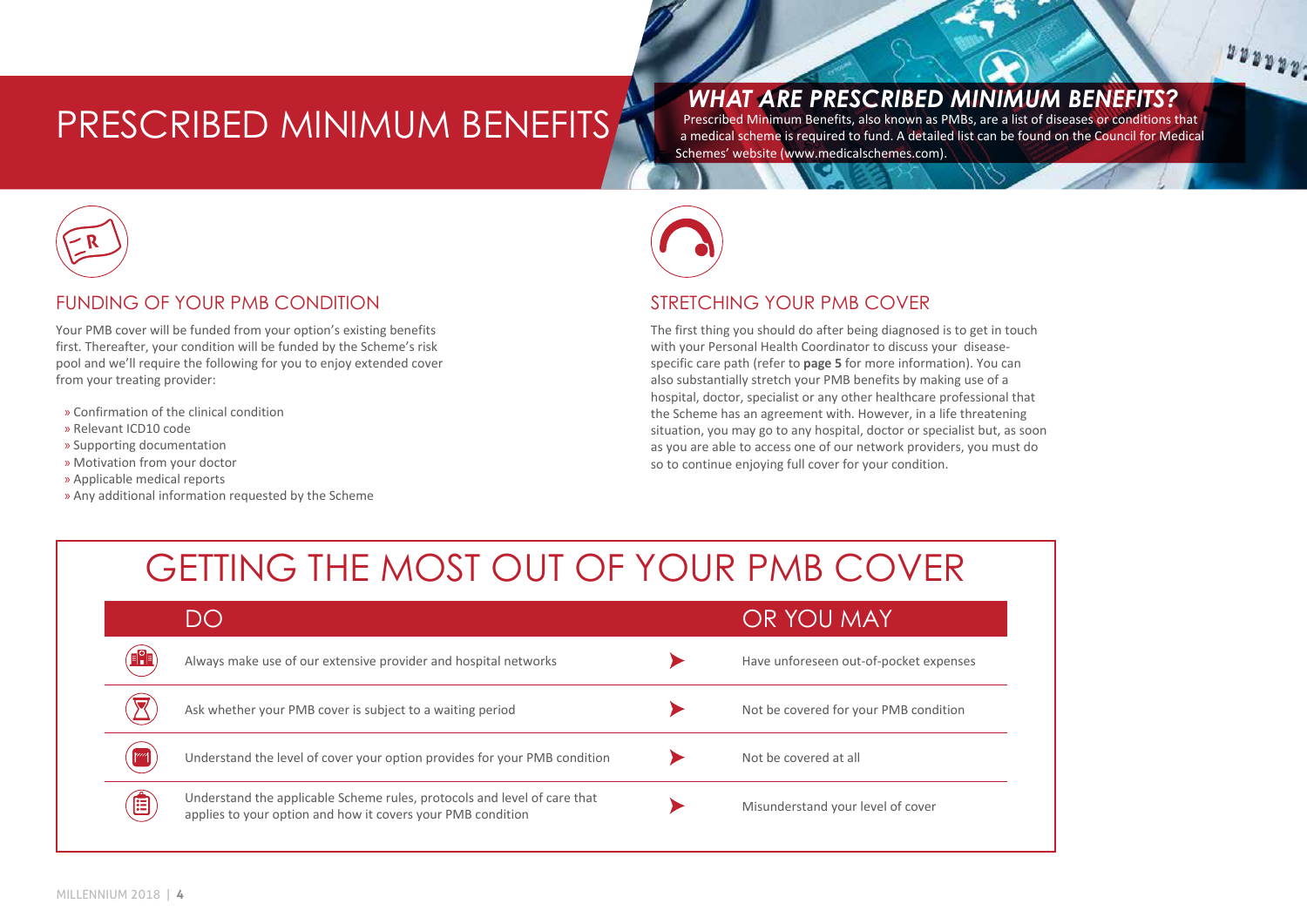# PRESCRIBED MINIMUM BENEFITS

## *WHAT ARE PRESCRIBED MINIMUM BENEFITS?*

Prescribed Minimum Benefits, also known as PMBs, are a list of diseases or conditions that a medical scheme is required to fund. A detailed list can be found on the Council for Medical Schemes' website (www.medicalschemes.com).

## FUNDING OF YOUR PMB CONDITION

Your PMB cover will be funded from your option's existing benefits first. Thereafter, your condition will be funded by the Scheme's risk pool and we'll require the following for you to enjoy extended cover from your treating provider:

- Confirmation of the clinical condition
- Relevant ICD10 code
- Supporting documentation
- Motivation from your doctor
- Applicable medical reports
- Any additional information requested by the Scheme

## STRETCHING YOUR PMB COVER

The first thing you should do after being diagnosed is to get in touch with your Personal Health Coordinator to discuss your disease-specific care path (refer to **page 5** for more information). You can also substantially stretch your PMB benefits by making use of a hospital, doctor, specialist or any other healthcare professional that the Scheme has an agreement with. However, in a life threatening situation, you may go to any hospital, doctor or specialist but, as soon as you are able to access one of our network providers, you must do so to continue enjoying full cover for your condition.

## GETTING THE MOST OUT OF YOUR PMB COVER

| DO | OR YOU MAY |
|---|---|
| Always make use of our extensive provider and hospital networks | Have unforeseen out-of-pocket expenses |
| Ask whether your PMB cover is subject to a waiting period | Not be covered for your PMB condition |
| Understand the level of cover your option provides for your PMB condition | Not be covered at all |
| Understand the applicable Scheme rules, protocols and level of care that applies to your option and how it covers your PMB condition | Misunderstand your level of cover |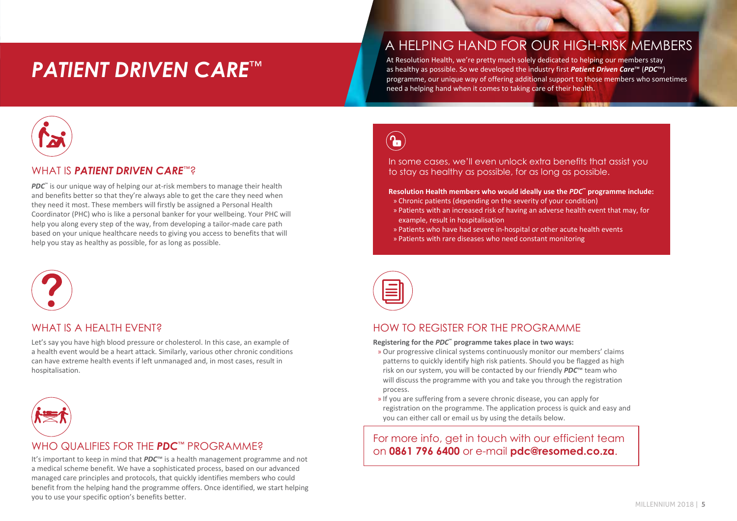# *PATIENT DRIVEN CARE*™

## A HELPING HAND FOR OUR HIGH-RISK MEMBERS

At Resolution Health, we're pretty much solely dedicated to helping our members stay as healthy as possible. So we developed the industry first ***Patient Driven Care***™ (***PDC***™) programme, our unique way of offering additional support to those members who sometimes need a helping hand when it comes to taking care of their health.

## WHAT IS ***PATIENT DRIVEN CARE***™?

***PDC***™ is our unique way of helping our at-risk members to manage their health and benefits better so that they're always able to get the care they need when they need it most. These members will firstly be assigned a Personal Health Coordinator (PHC) who is like a personal banker for your wellbeing. Your PHC will help you along every step of the way, from developing a tailor-made care path based on your unique healthcare needs to giving you access to benefits that will help you stay as healthy as possible, for as long as possible.

## WHAT IS A HEALTH EVENT?

Let's say you have high blood pressure or cholesterol. In this case, an example of a health event would be a heart attack. Similarly, various other chronic conditions can have extreme health events if left unmanaged and, in most cases, result in hospitalisation.

## WHO QUALIFIES FOR THE ***PDC***™ PROGRAMME?

It's important to keep in mind that ***PDC***™ is a health management programme and not a medical scheme benefit. We have a sophisticated process, based on our advanced managed care principles and protocols, that quickly identifies members who could benefit from the helping hand the programme offers. Once identified, we start helping you to use your specific option's benefits better.

In some cases, we'll even unlock extra benefits that assist you to stay as healthy as possible, for as long as possible.

**Resolution Health members who would ideally use the *PDC*™ programme include:**

- Chronic patients (depending on the severity of your condition)
- Patients with an increased risk of having an adverse health event that may, for example, result in hospitalisation
- Patients who have had severe in-hospital or other acute health events
- Patients with rare diseases who need constant monitoring

## HOW TO REGISTER FOR THE PROGRAMME

**Registering for the *PDC*™ programme takes place in two ways:**

- Our progressive clinical systems continuously monitor our members' claims patterns to quickly identify high risk patients. Should you be flagged as high risk on our system, you will be contacted by our friendly ***PDC***™ team who will discuss the programme with you and take you through the registration process.
- If you are suffering from a severe chronic disease, you can apply for registration on the programme. The application process is quick and easy and you can either call or email us by using the details below.

For more info, get in touch with our efficient team on **0861 796 6400** or e-mail **pdc@resomed.co.za**.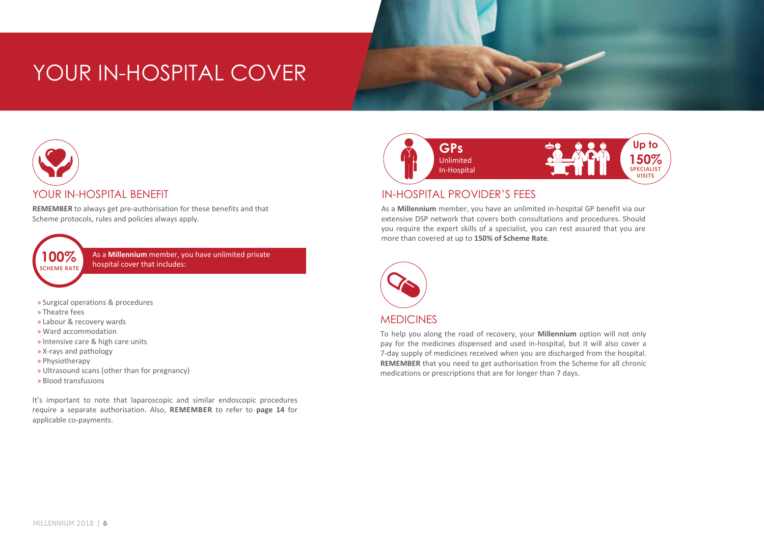# YOUR IN-HOSPITAL COVER

## YOUR IN-HOSPITAL BENEFIT

**REMEMBER** to always get pre-authorisation for these benefits and that Scheme protocols, rules and policies always apply.

**100%** SCHEME RATE

As a **Millennium** member, you have unlimited private hospital cover that includes:

- Surgical operations & procedures
- Theatre fees
- Labour & recovery wards
- Ward accommodation
- Intensive care & high care units
- X-rays and pathology
- Physiotherapy
- Ultrasound scans (other than for pregnancy)
- Blood transfusions

It's important to note that laparoscopic and similar endoscopic procedures require a separate authorisation. Also, **REMEMBER** to refer to **page 14** for applicable co-payments.

**GPs** Unlimited In-Hospital

**Up to 150%** SPECIALIST VISITS

## IN-HOSPITAL PROVIDER'S FEES

As a **Millennium** member, you have an unlimited in-hospital GP benefit via our extensive DSP network that covers both consultations and procedures. Should you require the expert skills of a specialist, you can rest assured that you are more than covered at up to **150% of Scheme Rate**.

## MEDICINES

To help you along the road of recovery, your **Millennium** option will not only pay for the medicines dispensed and used in-hospital, but it will also cover a 7-day supply of medicines received when you are discharged from the hospital. **REMEMBER** that you need to get authorisation from the Scheme for all chronic medications or prescriptions that are for longer than 7 days.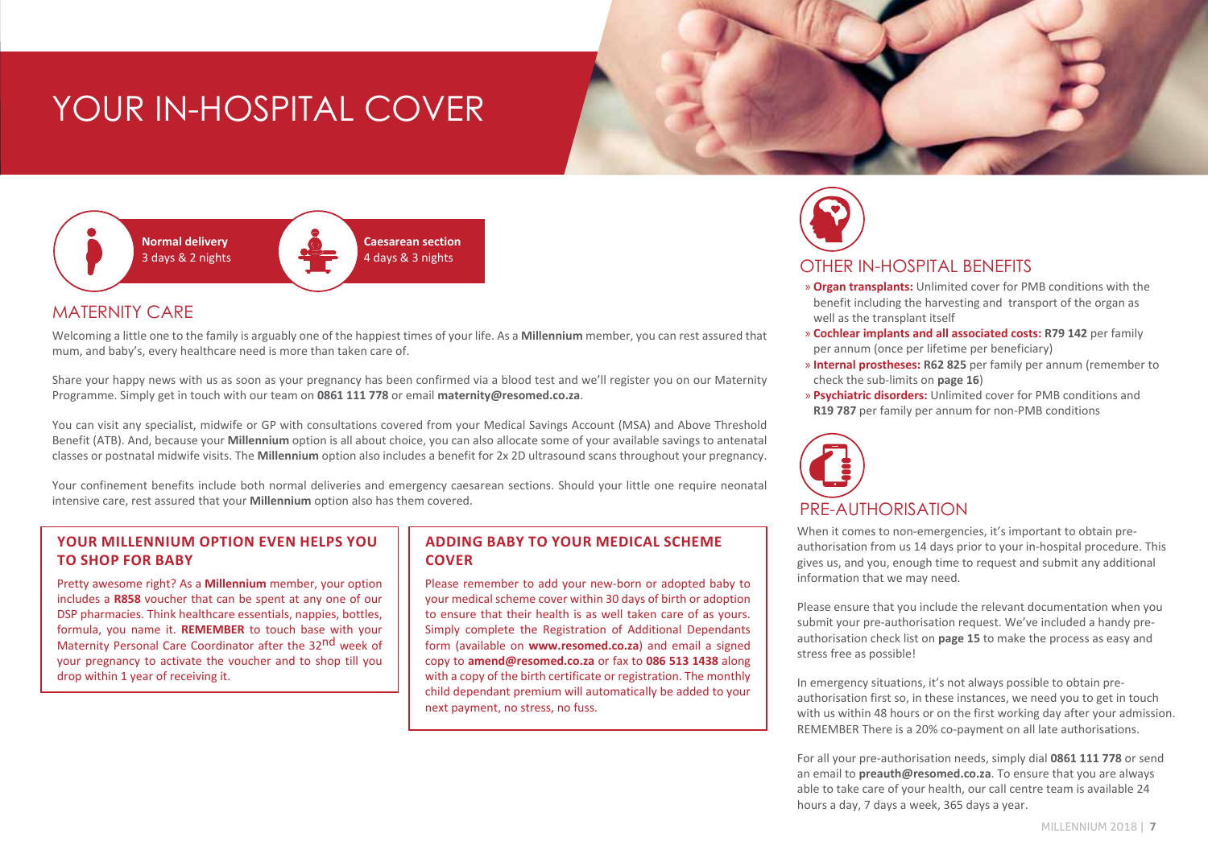# YOUR IN-HOSPITAL COVER

**Normal delivery**
3 days & 2 nights

**Caesarean section**
4 days & 3 nights

## MATERNITY CARE

Welcoming a little one to the family is arguably one of the happiest times of your life. As a **Millennium** member, you can rest assured that mum, and baby's, every healthcare need is more than taken care of.

Share your happy news with us as soon as your pregnancy has been confirmed via a blood test and we'll register you on our Maternity Programme. Simply get in touch with our team on **0861 111 778** or email **maternity@resomed.co.za**.

You can visit any specialist, midwife or GP with consultations covered from your Medical Savings Account (MSA) and Above Threshold Benefit (ATB). And, because your **Millennium** option is all about choice, you can also allocate some of your available savings to antenatal classes or postnatal midwife visits. The **Millennium** option also includes a benefit for 2x 2D ultrasound scans throughout your pregnancy.

Your confinement benefits include both normal deliveries and emergency caesarean sections. Should your little one require neonatal intensive care, rest assured that your **Millennium** option also has them covered.

### YOUR MILLENNIUM OPTION EVEN HELPS YOU TO SHOP FOR BABY

Pretty awesome right? As a **Millennium** member, your option includes a **R858** voucher that can be spent at any one of our DSP pharmacies. Think healthcare essentials, nappies, bottles, formula, you name it. **REMEMBER** to touch base with your Maternity Personal Care Coordinator after the 32nd week of your pregnancy to activate the voucher and to shop till you drop within 1 year of receiving it.

### ADDING BABY TO YOUR MEDICAL SCHEME COVER

Please remember to add your new-born or adopted baby to your medical scheme cover within 30 days of birth or adoption to ensure that their health is as well taken care of as yours. Simply complete the Registration of Additional Dependants form (available on **www.resomed.co.za**) and email a signed copy to **amend@resomed.co.za** or fax to **086 513 1438** along with a copy of the birth certificate or registration. The monthly child dependant premium will automatically be added to your next payment, no stress, no fuss.

## OTHER IN-HOSPITAL BENEFITS

- **Organ transplants:** Unlimited cover for PMB conditions with the benefit including the harvesting and transport of the organ as well as the transplant itself
- **Cochlear implants and all associated costs:** **R79 142** per family per annum (once per lifetime per beneficiary)
- **Internal prostheses:** **R62 825** per family per annum (remember to check the sub-limits on **page 16**)
- **Psychiatric disorders:** Unlimited cover for PMB conditions and **R19 787** per family per annum for non-PMB conditions

## PRE-AUTHORISATION

When it comes to non-emergencies, it's important to obtain pre-authorisation from us 14 days prior to your in-hospital procedure. This gives us, and you, enough time to request and submit any additional information that we may need.

Please ensure that you include the relevant documentation when you submit your pre-authorisation request. We've included a handy pre-authorisation check list on **page 15** to make the process as easy and stress free as possible!

In emergency situations, it's not always possible to obtain pre-authorisation first so, in these instances, we need you to get in touch with us within 48 hours or on the first working day after your admission. REMEMBER There is a 20% co-payment on all late authorisations.

For all your pre-authorisation needs, simply dial **0861 111 778** or send an email to **preauth@resomed.co.za**. To ensure that you are always able to take care of your health, our call centre team is available 24 hours a day, 7 days a week, 365 days a year.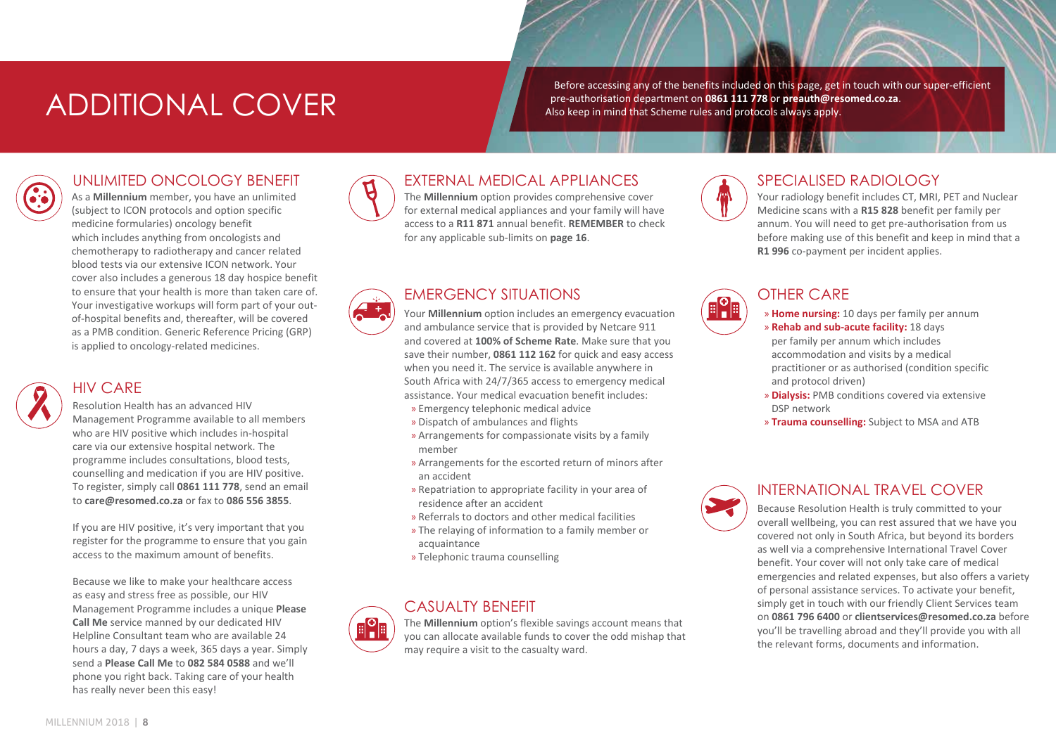# ADDITIONAL COVER

Before accessing any of the benefits included on this page, get in touch with our super-efficient pre-authorisation department on **0861 111 778** or **preauth@resomed.co.za**. Also keep in mind that Scheme rules and protocols always apply.

## UNLIMITED ONCOLOGY BENEFIT

As a **Millennium** member, you have an unlimited (subject to ICON protocols and option specific medicine formularies) oncology benefit which includes anything from oncologists and chemotherapy to radiotherapy and cancer related blood tests via our extensive ICON network. Your cover also includes a generous 18 day hospice benefit to ensure that your health is more than taken care of. Your investigative workups will form part of your out-of-hospital benefits and, thereafter, will be covered as a PMB condition. Generic Reference Pricing (GRP) is applied to oncology-related medicines.

## HIV CARE

Resolution Health has an advanced HIV Management Programme available to all members who are HIV positive which includes in-hospital care via our extensive hospital network. The programme includes consultations, blood tests, counselling and medication if you are HIV positive. To register, simply call **0861 111 778**, send an email to **care@resomed.co.za** or fax to **086 556 3855**.

If you are HIV positive, it's very important that you register for the programme to ensure that you gain access to the maximum amount of benefits.

Because we like to make your healthcare access as easy and stress free as possible, our HIV Management Programme includes a unique **Please Call Me** service manned by our dedicated HIV Helpline Consultant team who are available 24 hours a day, 7 days a week, 365 days a year. Simply send a **Please Call Me** to **082 584 0588** and we'll phone you right back. Taking care of your health has really never been this easy!

## EXTERNAL MEDICAL APPLIANCES

The **Millennium** option provides comprehensive cover for external medical appliances and your family will have access to a **R11 871** annual benefit. **REMEMBER** to check for any applicable sub-limits on **page 16**.

## EMERGENCY SITUATIONS

Your **Millennium** option includes an emergency evacuation and ambulance service that is provided by Netcare 911 and covered at **100% of Scheme Rate**. Make sure that you save their number, **0861 112 162** for quick and easy access when you need it. The service is available anywhere in South Africa with 24/7/365 access to emergency medical assistance. Your medical evacuation benefit includes:

- Emergency telephonic medical advice
- Dispatch of ambulances and flights
- Arrangements for compassionate visits by a family member
- Arrangements for the escorted return of minors after an accident
- Repatriation to appropriate facility in your area of residence after an accident
- Referrals to doctors and other medical facilities
- The relaying of information to a family member or acquaintance
- Telephonic trauma counselling

## CASUALTY BENEFIT

The **Millennium** option's flexible savings account means that you can allocate available funds to cover the odd mishap that may require a visit to the casualty ward.

## SPECIALISED RADIOLOGY

Your radiology benefit includes CT, MRI, PET and Nuclear Medicine scans with a **R15 828** benefit per family per annum. You will need to get pre-authorisation from us before making use of this benefit and keep in mind that a **R1 996** co-payment per incident applies.

## OTHER CARE

- **Home nursing:** 10 days per family per annum
- **Rehab and sub-acute facility:** 18 days per family per annum which includes accommodation and visits by a medical practitioner or as authorised (condition specific and protocol driven)
- **Dialysis:** PMB conditions covered via extensive DSP network
- **Trauma counselling:** Subject to MSA and ATB

## INTERNATIONAL TRAVEL COVER

Because Resolution Health is truly committed to your overall wellbeing, you can rest assured that we have you covered not only in South Africa, but beyond its borders as well via a comprehensive International Travel Cover benefit. Your cover will not only take care of medical emergencies and related expenses, but also offers a variety of personal assistance services. To activate your benefit, simply get in touch with our friendly Client Services team on **0861 796 6400** or **clientservices@resomed.co.za** before you'll be travelling abroad and they'll provide you with all the relevant forms, documents and information.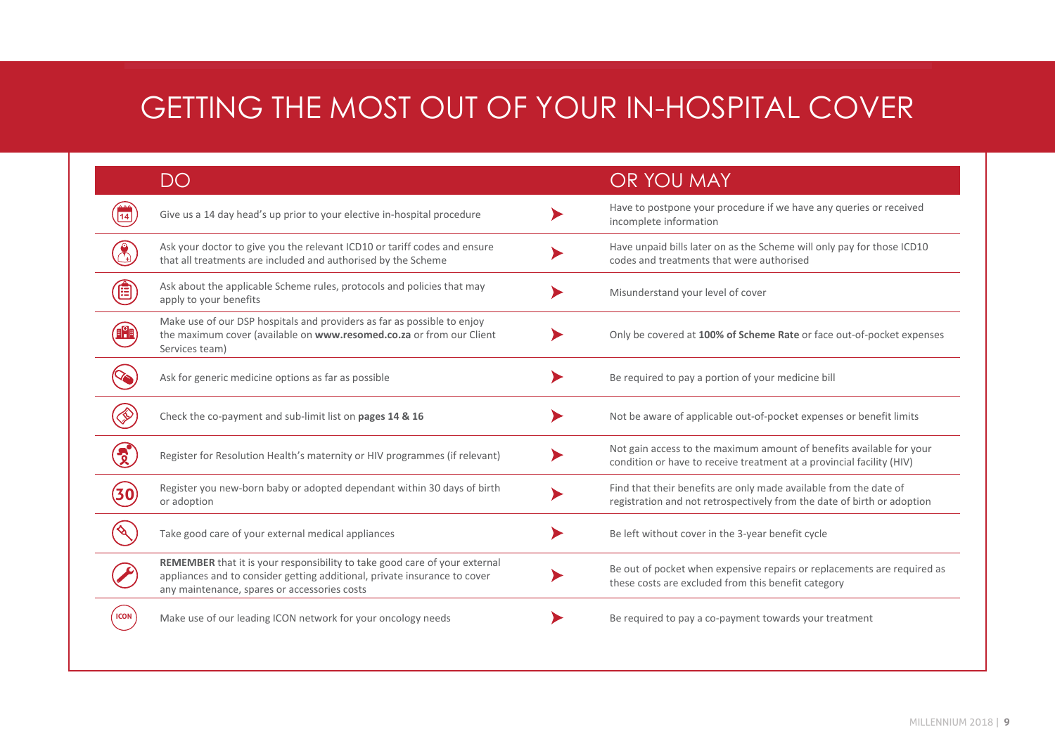# GETTING THE MOST OUT OF YOUR IN-HOSPITAL COVER

| DO | OR YOU MAY |
|---|---|
| Give us a 14 day head's up prior to your elective in-hospital procedure | Have to postpone your procedure if we have any queries or received incomplete information |
| Ask your doctor to give you the relevant ICD10 or tariff codes and ensure that all treatments are included and authorised by the Scheme | Have unpaid bills later on as the Scheme will only pay for those ICD10 codes and treatments that were authorised |
| Ask about the applicable Scheme rules, protocols and policies that may apply to your benefits | Misunderstand your level of cover |
| Make use of our DSP hospitals and providers as far as possible to enjoy the maximum cover (available on **www.resomed.co.za** or from our Client Services team) | Only be covered at **100% of Scheme Rate** or face out-of-pocket expenses |
| Ask for generic medicine options as far as possible | Be required to pay a portion of your medicine bill |
| Check the co-payment and sub-limit list on **pages 14 & 16** | Not be aware of applicable out-of-pocket expenses or benefit limits |
| Register for Resolution Health's maternity or HIV programmes (if relevant) | Not gain access to the maximum amount of benefits available for your condition or have to receive treatment at a provincial facility (HIV) |
| Register you new-born baby or adopted dependant within 30 days of birth or adoption | Find that their benefits are only made available from the date of registration and not retrospectively from the date of birth or adoption |
| Take good care of your external medical appliances | Be left without cover in the 3-year benefit cycle |
| **REMEMBER** that it is your responsibility to take good care of your external appliances and to consider getting additional, private insurance to cover any maintenance, spares or accessories costs | Be out of pocket when expensive repairs or replacements are required as these costs are excluded from this benefit category |
| Make use of our leading ICON network for your oncology needs | Be required to pay a co-payment towards your treatment |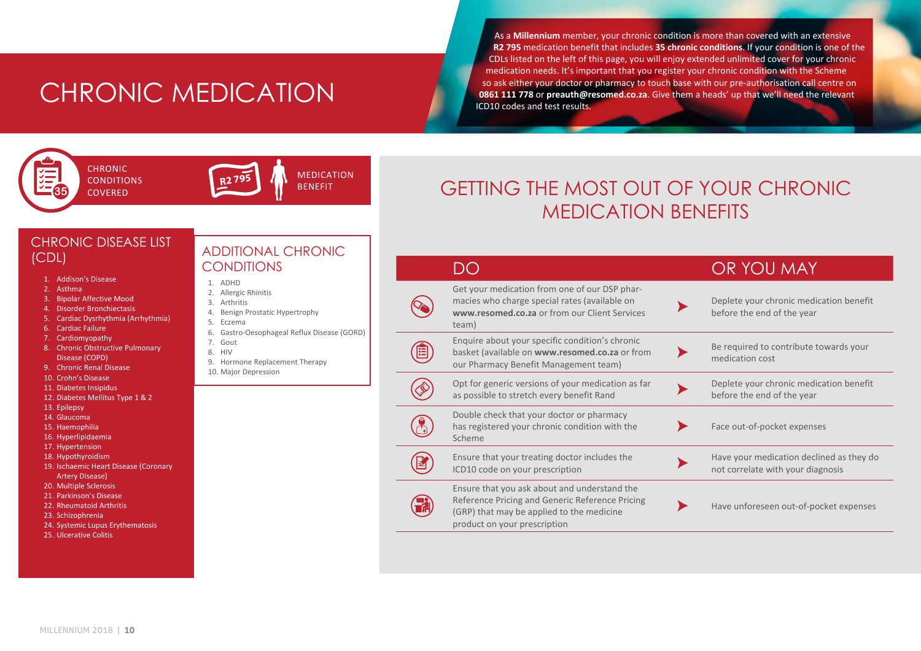# CHRONIC MEDICATION

As a **Millennium** member, your chronic condition is more than covered with an extensive **R2 795** medication benefit that includes **35 chronic conditions**. If your condition is one of the CDLs listed on the left of this page, you will enjoy extended unlimited cover for your chronic medication needs. It's important that you register your chronic condition with the Scheme so ask either your doctor or pharmacy to touch base with our pre-authorisation call centre on **0861 111 778** or **preauth@resomed.co.za**. Give them a heads' up that we'll need the relevant ICD10 codes and test results.

35 CHRONIC CONDITIONS COVERED

R2 795 MEDICATION BENEFIT

## CHRONIC DISEASE LIST (CDL)

1. Addison's Disease
2. Asthma
3. Bipolar Affective Mood
4. Disorder Bronchiectasis
5. Cardiac Dysrhythmia (Arrhythmia)
6. Cardiac Failure
7. Cardiomyopathy
8. Chronic Obstructive Pulmonary Disease (COPD)
9. Chronic Renal Disease
10. Crohn's Disease
11. Diabetes Insipidus
12. Diabetes Mellitus Type 1 & 2
13. Epilepsy
14. Glaucoma
15. Haemophilia
16. Hyperlipidaemia
17. Hypertension
18. Hypothyroidism
19. Ischaemic Heart Disease (Coronary Artery Disease)
20. Multiple Sclerosis
21. Parkinson's Disease
22. Rheumatoid Arthritis
23. Schizophrenia
24. Systemic Lupus Erythematosis
25. Ulcerative Colitis

## ADDITIONAL CHRONIC CONDITIONS

1. ADHD
2. Allergic Rhinitis
3. Arthritis
4. Benign Prostatic Hypertrophy
5. Eczema
6. Gastro-Oesophageal Reflux Disease (GORD)
7. Gout
8. HIV
9. Hormone Replacement Therapy
10. Major Depression

## GETTING THE MOST OUT OF YOUR CHRONIC MEDICATION BENEFITS

| DO | OR YOU MAY |
|---|---|
| Get your medication from one of our DSP pharmacies who charge special rates (available on **www.resomed.co.za** or from our Client Services team) | Deplete your chronic medication benefit before the end of the year |
| Enquire about your specific condition's chronic basket (available on **www.resomed.co.za** or from our Pharmacy Benefit Management team) | Be required to contribute towards your medication cost |
| Opt for generic versions of your medication as far as possible to stretch every benefit Rand | Deplete your chronic medication benefit before the end of the year |
| Double check that your doctor or pharmacy has registered your chronic condition with the Scheme | Face out-of-pocket expenses |
| Ensure that your treating doctor includes the ICD10 code on your prescription | Have your medication declined as they do not correlate with your diagnosis |
| Ensure that you ask about and understand the Reference Pricing and Generic Reference Pricing (GRP) that may be applied to the medicine product on your prescription | Have unforeseen out-of-pocket expenses |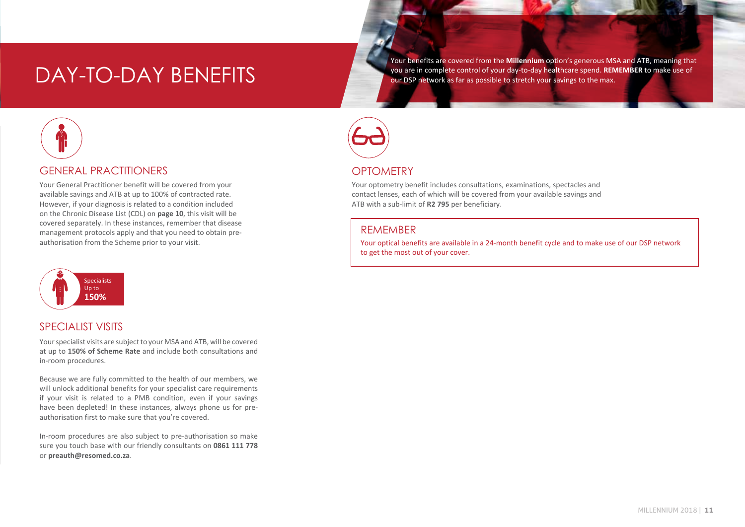# DAY-TO-DAY BENEFITS

Your benefits are covered from the **Millennium** option's generous MSA and ATB, meaning that you are in complete control of your day-to-day healthcare spend. **REMEMBER** to make use of our DSP network as far as possible to stretch your savings to the max.

## GENERAL PRACTITIONERS

Your General Practitioner benefit will be covered from your available savings and ATB at up to 100% of contracted rate. However, if your diagnosis is related to a condition included on the Chronic Disease List (CDL) on **page 10**, this visit will be covered separately. In these instances, remember that disease management protocols apply and that you need to obtain pre-authorisation from the Scheme prior to your visit.

Specialists Up to **150%**

## SPECIALIST VISITS

Your specialist visits are subject to your MSA and ATB, will be covered at up to **150% of Scheme Rate** and include both consultations and in-room procedures.

Because we are fully committed to the health of our members, we will unlock additional benefits for your specialist care requirements if your visit is related to a PMB condition, even if your savings have been depleted! In these instances, always phone us for pre-authorisation first to make sure that you're covered.

In-room procedures are also subject to pre-authorisation so make sure you touch base with our friendly consultants on **0861 111 778** or **preauth@resomed.co.za**.

## OPTOMETRY

Your optometry benefit includes consultations, examinations, spectacles and contact lenses, each of which will be covered from your available savings and ATB with a sub-limit of **R2 795** per beneficiary.

### REMEMBER

Your optical benefits are available in a 24-month benefit cycle and to make use of our DSP network to get the most out of your cover.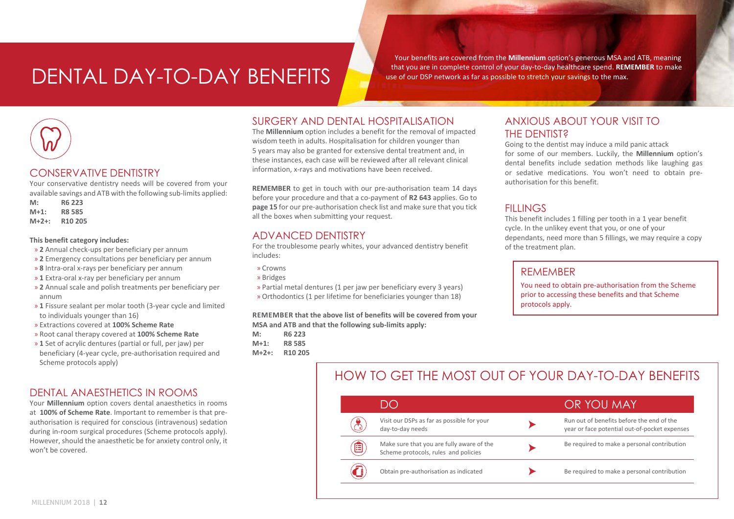# DENTAL DAY-TO-DAY BENEFITS

Your benefits are covered from the **Millennium** option's generous MSA and ATB, meaning that you are in complete control of your day-to-day healthcare spend. **REMEMBER** to make use of our DSP network as far as possible to stretch your savings to the max.

## CONSERVATIVE DENTISTRY

Your conservative dentistry needs will be covered from your available savings and ATB with the following sub-limits applied:

**M:** **R6 223**
**M+1:** **R8 585**
**M+2+:** **R10 205**

**This benefit category includes:**

- » **2** Annual check-ups per beneficiary per annum
- » **2** Emergency consultations per beneficiary per annum
- » **8** Intra-oral x-rays per beneficiary per annum
- » **1** Extra-oral x-ray per beneficiary per annum
- » **2** Annual scale and polish treatments per beneficiary per annum
- » **1** Fissure sealant per molar tooth (3-year cycle and limited to individuals younger than 16)
- » Extractions covered at **100% Scheme Rate**
- » Root canal therapy covered at **100% Scheme Rate**
- » **1** Set of acrylic dentures (partial or full, per jaw) per beneficiary (4-year cycle, pre-authorisation required and Scheme protocols apply)

## DENTAL ANAESTHETICS IN ROOMS

Your **Millennium** option covers dental anaesthetics in rooms at **100% of Scheme Rate**. Important to remember is that pre-authorisation is required for conscious (intravenous) sedation during in-room surgical procedures (Scheme protocols apply). However, should the anaesthetic be for anxiety control only, it won't be covered.

## SURGERY AND DENTAL HOSPITALISATION

The **Millennium** option includes a benefit for the removal of impacted wisdom teeth in adults. Hospitalisation for children younger than 5 years may also be granted for extensive dental treatment and, in these instances, each case will be reviewed after all relevant clinical information, x-rays and motivations have been received.

**REMEMBER** to get in touch with our pre-authorisation team 14 days before your procedure and that a co-payment of **R2 643** applies. Go to **page 15** for our pre-authorisation check list and make sure that you tick all the boxes when submitting your request.

## ADVANCED DENTISTRY

For the troublesome pearly whites, your advanced dentistry benefit includes:

- » Crowns
- » Bridges
- » Partial metal dentures (1 per jaw per beneficiary every 3 years)
- » Orthodontics (1 per lifetime for beneficiaries younger than 18)

**REMEMBER that the above list of benefits will be covered from your MSA and ATB and that the following sub-limits apply:**

**M:** **R6 223**
**M+1:** **R8 585**
**M+2+:** **R10 205**

## ANXIOUS ABOUT YOUR VISIT TO THE DENTIST?

Going to the dentist may induce a mild panic attack for some of our members. Luckily, the **Millennium** option's dental benefits include sedation methods like laughing gas or sedative medications. You won't need to obtain pre-authorisation for this benefit.

## FILLINGS

This benefit includes 1 filling per tooth in a 1 year benefit cycle. In the unlikey event that you, or one of your dependants, need more than 5 fillings, we may require a copy of the treatment plan.

### REMEMBER

You need to obtain pre-authorisation from the Scheme prior to accessing these benefits and that Scheme protocols apply.

## HOW TO GET THE MOST OUT OF YOUR DAY-TO-DAY BENEFITS

| DO | OR YOU MAY |
|---|---|
| Visit our DSPs as far as possible for your day-to-day needs | Run out of benefits before the end of the year or face potential out-of-pocket expenses |
| Make sure that you are fully aware of the Scheme protocols, rules and policies | Be required to make a personal contribution |
| Obtain pre-authorisation as indicated | Be required to make a personal contribution |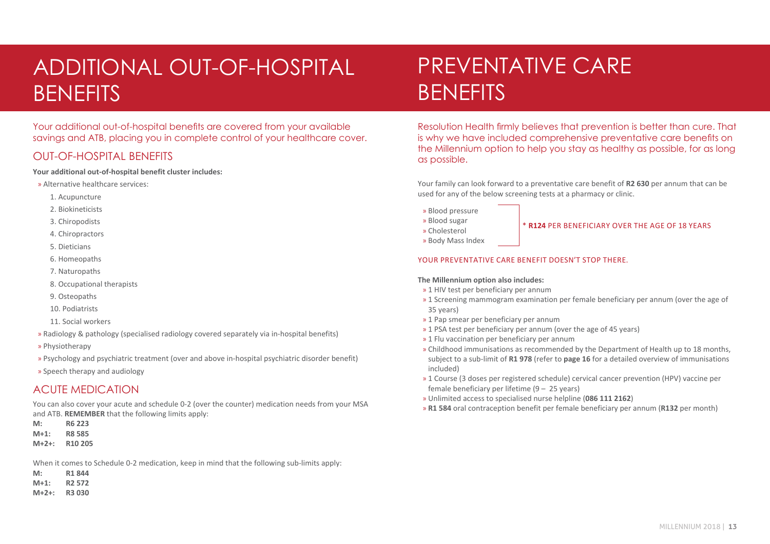# ADDITIONAL OUT-OF-HOSPITAL BENEFITS

Your additional out-of-hospital benefits are covered from your available savings and ATB, placing you in complete control of your healthcare cover.

## OUT-OF-HOSPITAL BENEFITS

**Your additional out-of-hospital benefit cluster includes:**

- Alternative healthcare services:
  1. Acupuncture
  2. Biokineticists
  3. Chiropodists
  4. Chiropractors
  5. Dieticians
  6. Homeopaths
  7. Naturopaths
  8. Occupational therapists
  9. Osteopaths
  10. Podiatrists
  11. Social workers
- Radiology & pathology (specialised radiology covered separately via in-hospital benefits)
- Physiotherapy
- Psychology and psychiatric treatment (over and above in-hospital psychiatric disorder benefit)
- Speech therapy and audiology

## ACUTE MEDICATION

You can also cover your acute and schedule 0-2 (over the counter) medication needs from your MSA and ATB. **REMEMBER** that the following limits apply:

| | |
|---|---|
| **M:** | **R6 223** |
| **M+1:** | **R8 585** |
| **M+2+:** | **R10 205** |

When it comes to Schedule 0-2 medication, keep in mind that the following sub-limits apply:

| | |
|---|---|
| **M:** | **R1 844** |
| **M+1:** | **R2 572** |
| **M+2+:** | **R3 030** |

# PREVENTATIVE CARE BENEFITS

Resolution Health firmly believes that prevention is better than cure. That is why we have included comprehensive preventative care benefits on the Millennium option to help you stay as healthy as possible, for as long as possible.

Your family can look forward to a preventative care benefit of **R2 630** per annum that can be used for any of the below screening tests at a pharmacy or clinic.

- Blood pressure
- Blood sugar
- Cholesterol
- Body Mass Index

* **R124** PER BENEFICIARY OVER THE AGE OF 18 YEARS

YOUR PREVENTATIVE CARE BENEFIT DOESN'T STOP THERE.

**The Millennium option also includes:**

- 1 HIV test per beneficiary per annum
- 1 Screening mammogram examination per female beneficiary per annum (over the age of 35 years)
- 1 Pap smear per beneficiary per annum
- 1 PSA test per beneficiary per annum (over the age of 45 years)
- 1 Flu vaccination per beneficiary per annum
- Childhood immunisations as recommended by the Department of Health up to 18 months, subject to a sub-limit of **R1 978** (refer to **page 16** for a detailed overview of immunisations included)
- 1 Course (3 doses per registered schedule) cervical cancer prevention (HPV) vaccine per female beneficiary per lifetime (9 – 25 years)
- Unlimited access to specialised nurse helpline (**086 111 2162**)
- **R1 584** oral contraception benefit per female beneficiary per annum (**R132** per month)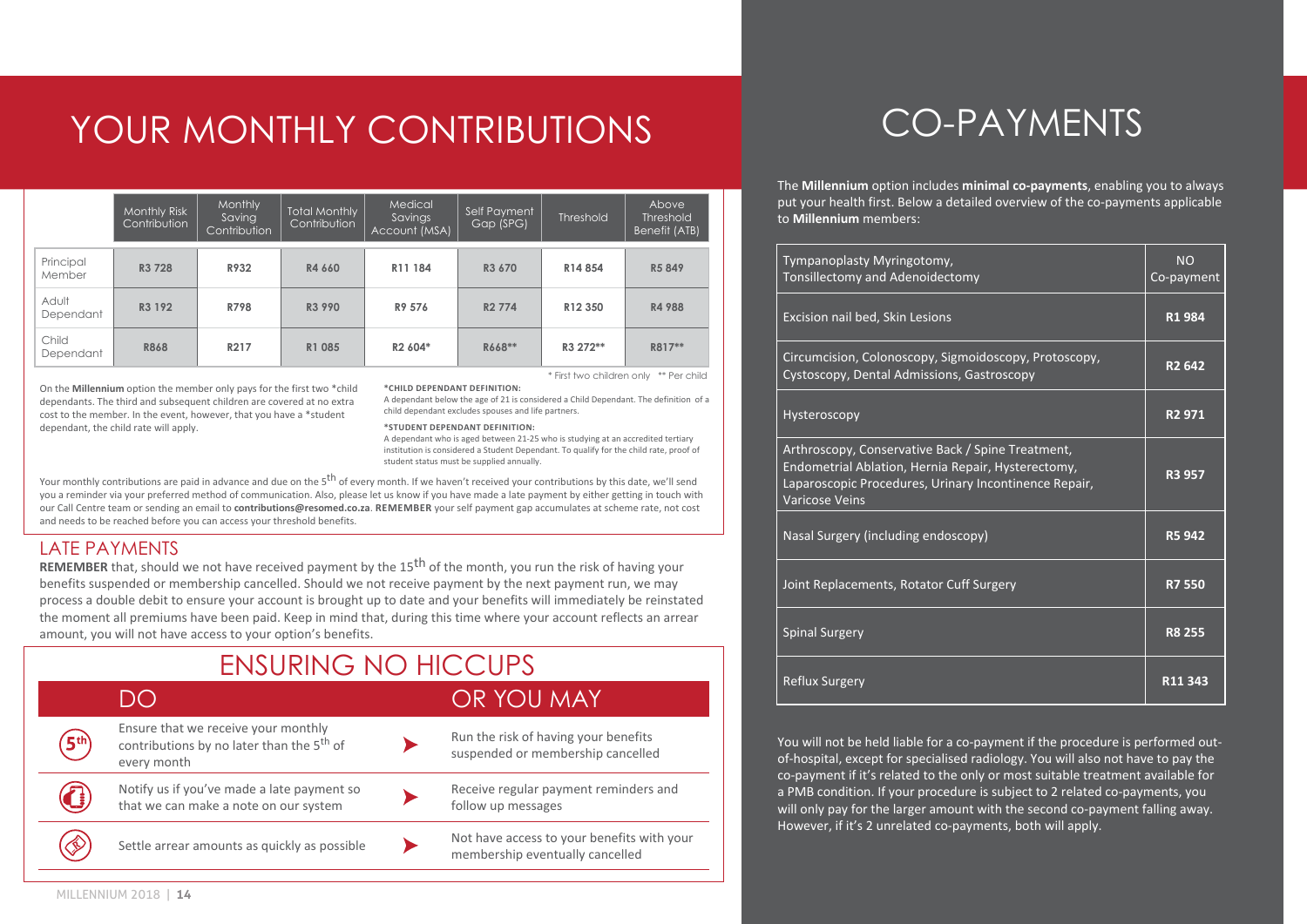# YOUR MONTHLY CONTRIBUTIONS

| | Monthly Risk Contribution | Monthly Saving Contribution | Total Monthly Contribution | Medical Savings Account (MSA) | Self Payment Gap (SPG) | Threshold | Above Threshold Benefit (ATB) |
|---|---|---|---|---|---|---|---|
| Principal Member | R3 728 | R932 | R4 660 | R11 184 | R3 670 | R14 854 | R5 849 |
| Adult Dependant | R3 192 | R798 | R3 990 | R9 576 | R2 774 | R12 350 | R4 988 |
| Child Dependant | R868 | R217 | R1 085 | R2 604* | R668** | R3 272** | R817** |

\* First two children only  ** Per child

On the **Millennium** option the member only pays for the first two *child dependants. The third and subsequent children are covered at no extra cost to the member. In the event, however, that you have a *student dependant, the child rate will apply.

**\*CHILD DEPENDANT DEFINITION:**
A dependant below the age of 21 is considered a Child Dependant. The definition of a child dependant excludes spouses and life partners.

**\*STUDENT DEPENDANT DEFINITION:**
A dependant who is aged between 21-25 who is studying at an accredited tertiary institution is considered a Student Dependant. To qualify for the child rate, proof of student status must be supplied annually.

Your monthly contributions are paid in advance and due on the 5th of every month. If we haven't received your contributions by this date, we'll send you a reminder via your preferred method of communication. Also, please let us know if you have made a late payment by either getting in touch with our Call Centre team or sending an email to **contributions@resomed.co.za**. **REMEMBER** your self payment gap accumulates at scheme rate, not cost and needs to be reached before you can access your threshold benefits.

## LATE PAYMENTS

**REMEMBER** that, should we not have received payment by the 15th of the month, you run the risk of having your benefits suspended or membership cancelled. Should we not receive payment by the next payment run, we may process a double debit to ensure your account is brought up to date and your benefits will immediately be reinstated the moment all premiums have been paid. Keep in mind that, during this time where your account reflects an arrear amount, you will not have access to your option's benefits.

## ENSURING NO HICCUPS

| DO | OR YOU MAY |
|---|---|
| Ensure that we receive your monthly contributions by no later than the 5th of every month | Run the risk of having your benefits suspended or membership cancelled |
| Notify us if you've made a late payment so that we can make a note on our system | Receive regular payment reminders and follow up messages |
| Settle arrear amounts as quickly as possible | Not have access to your benefits with your membership eventually cancelled |

# CO-PAYMENTS

The **Millennium** option includes **minimal co-payments**, enabling you to always put your health first. Below a detailed overview of the co-payments applicable to **Millennium** members:

| Procedure | Co-payment |
|---|---|
| Tympanoplasty Myringotomy, Tonsillectomy and Adenoidectomy | NO Co-payment |
| Excision nail bed, Skin Lesions | **R1 984** |
| Circumcision, Colonoscopy, Sigmoidoscopy, Protoscopy, Cystoscopy, Dental Admissions, Gastroscopy | **R2 642** |
| Hysteroscopy | **R2 971** |
| Arthroscopy, Conservative Back / Spine Treatment, Endometrial Ablation, Hernia Repair, Hysterectomy, Laparoscopic Procedures, Urinary Incontinence Repair, Varicose Veins | **R3 957** |
| Nasal Surgery (including endoscopy) | **R5 942** |
| Joint Replacements, Rotator Cuff Surgery | **R7 550** |
| Spinal Surgery | **R8 255** |
| Reflux Surgery | **R11 343** |

You will not be held liable for a co-payment if the procedure is performed out-of-hospital, except for specialised radiology. You will also not have to pay the co-payment if it's related to the only or most suitable treatment available for a PMB condition. If your procedure is subject to 2 related co-payments, you will only pay for the larger amount with the second co-payment falling away. However, if it's 2 unrelated co-payments, both will apply.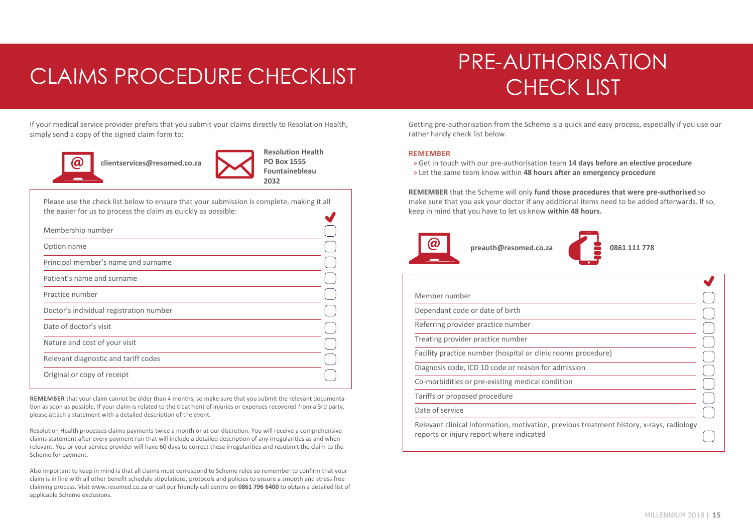# CLAIMS PROCEDURE CHECKLIST

If your medical service provider prefers that you submit your claims directly to Resolution Health, simply send a copy of the signed claim form to:

**clientservices@resomed.co.za**

**Resolution Health**
**PO Box 1555**
**Fountainebleau**
**2032**

Please use the check list below to ensure that your submission is complete, making it all the easier for us to process the claim as quickly as possible:

| | ✔ |
|---|---|
| Membership number | ☐ |
| Option name | ☐ |
| Principal member's name and surname | ☐ |
| Patient's name and surname | ☐ |
| Practice number | ☐ |
| Doctor's individual registration number | ☐ |
| Date of doctor's visit | ☐ |
| Nature and cost of your visit | ☐ |
| Relevant diagnostic and tariff codes | ☐ |
| Original or copy of receipt | ☐ |

**REMEMBER** that your claim cannot be older than 4 months, so make sure that you submit the relevant documentation as soon as possible. If your claim is related to the treatment of injuries or expenses recovered from a 3rd party, please attach a statement with a detailed description of the event.

Resolution Health processes claims payments twice a month or at our discretion. You will receive a comprehensive claims statement after every payment run that will include a detailed description of any irregularities as and when relevant. You or your service provider will have 60 days to correct these irregularities and resubmit the claim to the Scheme for payment.

Also important to keep in mind is that all claims must correspond to Scheme rules so remember to confirm that your claim is in line with all other benefit schedule stipulations, protocols and policies to ensure a smooth and stress free claiming process. Visit www.resomed.co.za or call our friendly call centre on **0861 796 6400** to obtain a detailed list of applicable Scheme exclusions.

# PRE-AUTHORISATION CHECK LIST

Getting pre-authorisation from the Scheme is a quick and easy process, especially if you use our rather handy check list below.

**REMEMBER**

» Get in touch with our pre-authorisation team **14 days before an elective procedure**
» Let the same team know within **48 hours after an emergency procedure**

**REMEMBER** that the Scheme will only **fund those procedures that were pre-authorised** so make sure that you ask your doctor if any additional items need to be added afterwards. If so, keep in mind that you have to let us know **within 48 hours.**

**preauth@resomed.co.za**

**0861 111 778**

| | ✔ |
|---|---|
| Member number | ☐ |
| Dependant code or date of birth | ☐ |
| Referring provider practice number | ☐ |
| Treating provider practice number | ☐ |
| Facility practice number (hospital or clinic rooms procedure) | ☐ |
| Diagnosis code, ICD 10 code or reason for admission | ☐ |
| Co-morbidities or pre-existing medical condition | ☐ |
| Tariffs or proposed procedure | ☐ |
| Date of service | ☐ |
| Relevant clinical information, motivation, previous treatment history, x-rays, radiology reports or injury report where indicated | ☐ |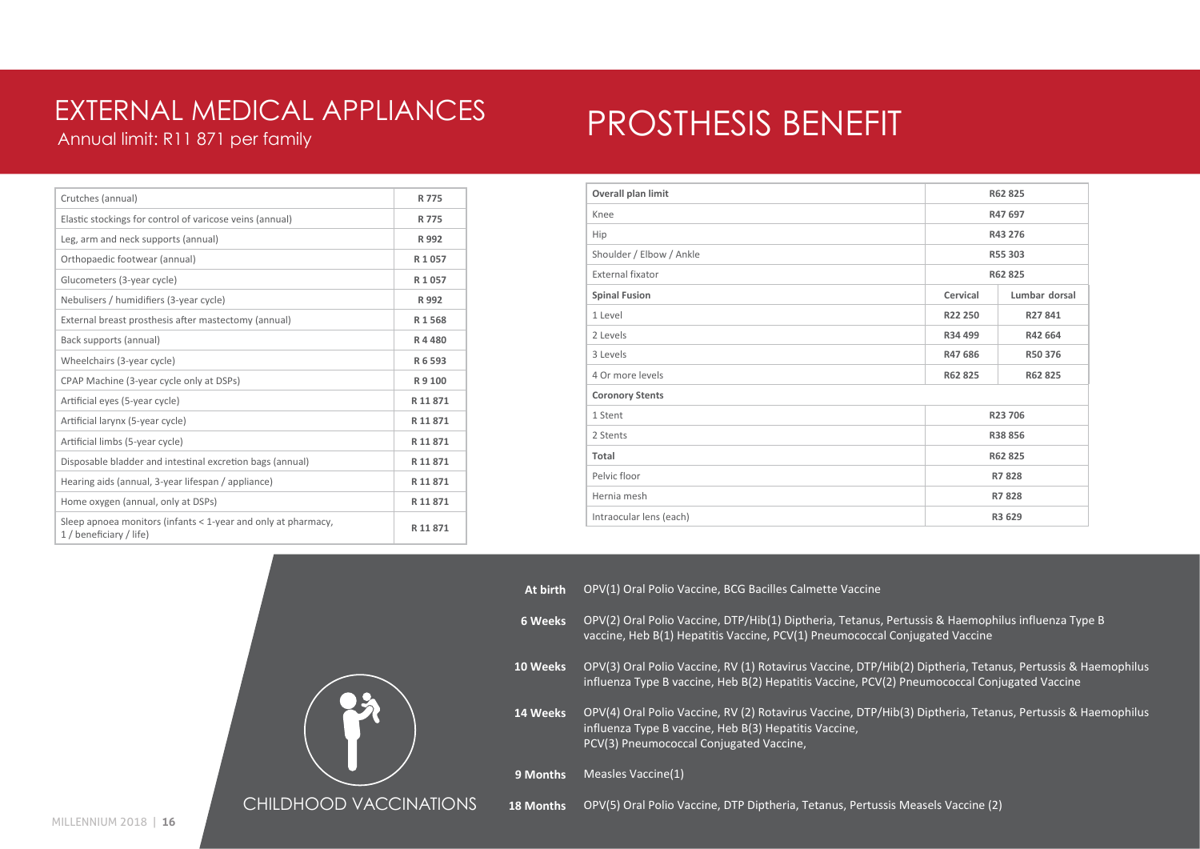# EXTERNAL MEDICAL APPLIANCES

Annual limit: R11 871 per family

| Item | Limit |
|---|---|
| Crutches (annual) | R 775 |
| Elastic stockings for control of varicose veins (annual) | R 775 |
| Leg, arm and neck supports (annual) | R 992 |
| Orthopaedic footwear (annual) | R 1 057 |
| Glucometers (3-year cycle) | R 1 057 |
| Nebulisers / humidifiers (3-year cycle) | R 992 |
| External breast prosthesis after mastectomy (annual) | R 1 568 |
| Back supports (annual) | R 4 480 |
| Wheelchairs (3-year cycle) | R 6 593 |
| CPAP Machine (3-year cycle only at DSPs) | R 9 100 |
| Artificial eyes (5-year cycle) | R 11 871 |
| Artificial larynx (5-year cycle) | R 11 871 |
| Artificial limbs (5-year cycle) | R 11 871 |
| Disposable bladder and intestinal excretion bags (annual) | R 11 871 |
| Hearing aids (annual, 3-year lifespan / appliance) | R 11 871 |
| Home oxygen (annual, only at DSPs) | R 11 871 |
| Sleep apnoea monitors (infants < 1-year and only at pharmacy, 1 / beneficiary / life) | R 11 871 |

# PROSTHESIS BENEFIT

| **Overall plan limit** | R62 825 | |
|---|---|---|
| Knee | R47 697 | |
| Hip | R43 276 | |
| Shoulder / Elbow / Ankle | R55 303 | |
| External fixator | R62 825 | |
| **Spinal Fusion** | **Cervical** | **Lumbar dorsal** |
| 1 Level | R22 250 | R27 841 |
| 2 Levels | R34 499 | R42 664 |
| 3 Levels | R47 686 | R50 376 |
| 4 Or more levels | R62 825 | R62 825 |
| **Coronory Stents** | | |
| 1 Stent | R23 706 | |
| 2 Stents | R38 856 | |
| **Total** | R62 825 | |
| Pelvic floor | R7 828 | |
| Hernia mesh | R7 828 | |
| Intraocular lens (each) | R3 629 | |

# CHILDHOOD VACCINATIONS

| Age | Vaccines |
|---|---|
| **At birth** | OPV(1) Oral Polio Vaccine, BCG Bacilles Calmette Vaccine |
| **6 Weeks** | OPV(2) Oral Polio Vaccine, DTP/Hib(1) Diptheria, Tetanus, Pertussis & Haemophilus influenza Type B vaccine, Heb B(1) Hepatitis Vaccine, PCV(1) Pneumococcal Conjugated Vaccine |
| **10 Weeks** | OPV(3) Oral Polio Vaccine, RV (1) Rotavirus Vaccine, DTP/Hib(2) Diptheria, Tetanus, Pertussis & Haemophilus influenza Type B vaccine, Heb B(2) Hepatitis Vaccine, PCV(2) Pneumococcal Conjugated Vaccine |
| **14 Weeks** | OPV(4) Oral Polio Vaccine, RV (2) Rotavirus Vaccine, DTP/Hib(3) Diptheria, Tetanus, Pertussis & Haemophilus influenza Type B vaccine, Heb B(3) Hepatitis Vaccine, PCV(3) Pneumococcal Conjugated Vaccine, |
| **9 Months** | Measles Vaccine(1) |
| **18 Months** | OPV(5) Oral Polio Vaccine, DTP Diptheria, Tetanus, Pertussis Measels Vaccine (2) |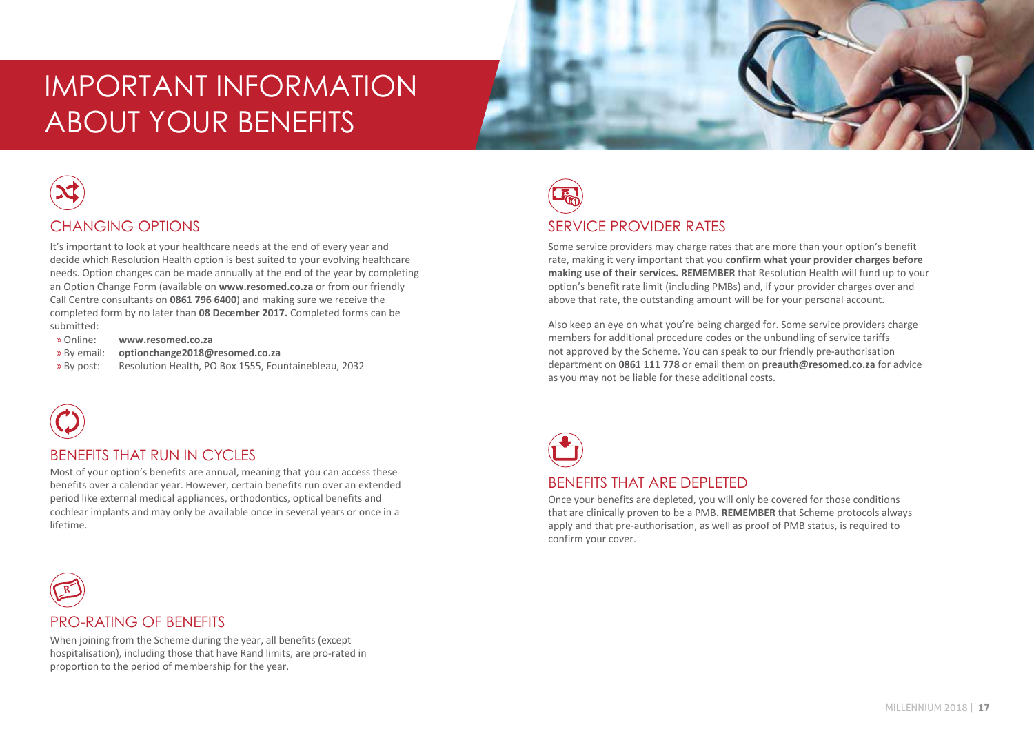# IMPORTANT INFORMATION ABOUT YOUR BENEFITS

## CHANGING OPTIONS

It's important to look at your healthcare needs at the end of every year and decide which Resolution Health option is best suited to your evolving healthcare needs. Option changes can be made annually at the end of the year by completing an Option Change Form (available on **www.resomed.co.za** or from our friendly Call Centre consultants on **0861 796 6400**) and making sure we receive the completed form by no later than **08 December 2017.** Completed forms can be submitted:

- » Online: **www.resomed.co.za**
- » By email: **optionchange2018@resomed.co.za**
- » By post: Resolution Health, PO Box 1555, Fountainebleau, 2032

## BENEFITS THAT RUN IN CYCLES

Most of your option's benefits are annual, meaning that you can access these benefits over a calendar year. However, certain benefits run over an extended period like external medical appliances, orthodontics, optical benefits and cochlear implants and may only be available once in several years or once in a lifetime.

## PRO-RATING OF BENEFITS

When joining from the Scheme during the year, all benefits (except hospitalisation), including those that have Rand limits, are pro-rated in proportion to the period of membership for the year.

## SERVICE PROVIDER RATES

Some service providers may charge rates that are more than your option's benefit rate, making it very important that you **confirm what your provider charges before making use of their services. REMEMBER** that Resolution Health will fund up to your option's benefit rate limit (including PMBs) and, if your provider charges over and above that rate, the outstanding amount will be for your personal account.

Also keep an eye on what you're being charged for. Some service providers charge members for additional procedure codes or the unbundling of service tariffs not approved by the Scheme. You can speak to our friendly pre-authorisation department on **0861 111 778** or email them on **preauth@resomed.co.za** for advice as you may not be liable for these additional costs.

## BENEFITS THAT ARE DEPLETED

Once your benefits are depleted, you will only be covered for those conditions that are clinically proven to be a PMB. **REMEMBER** that Scheme protocols always apply and that pre-authorisation, as well as proof of PMB status, is required to confirm your cover.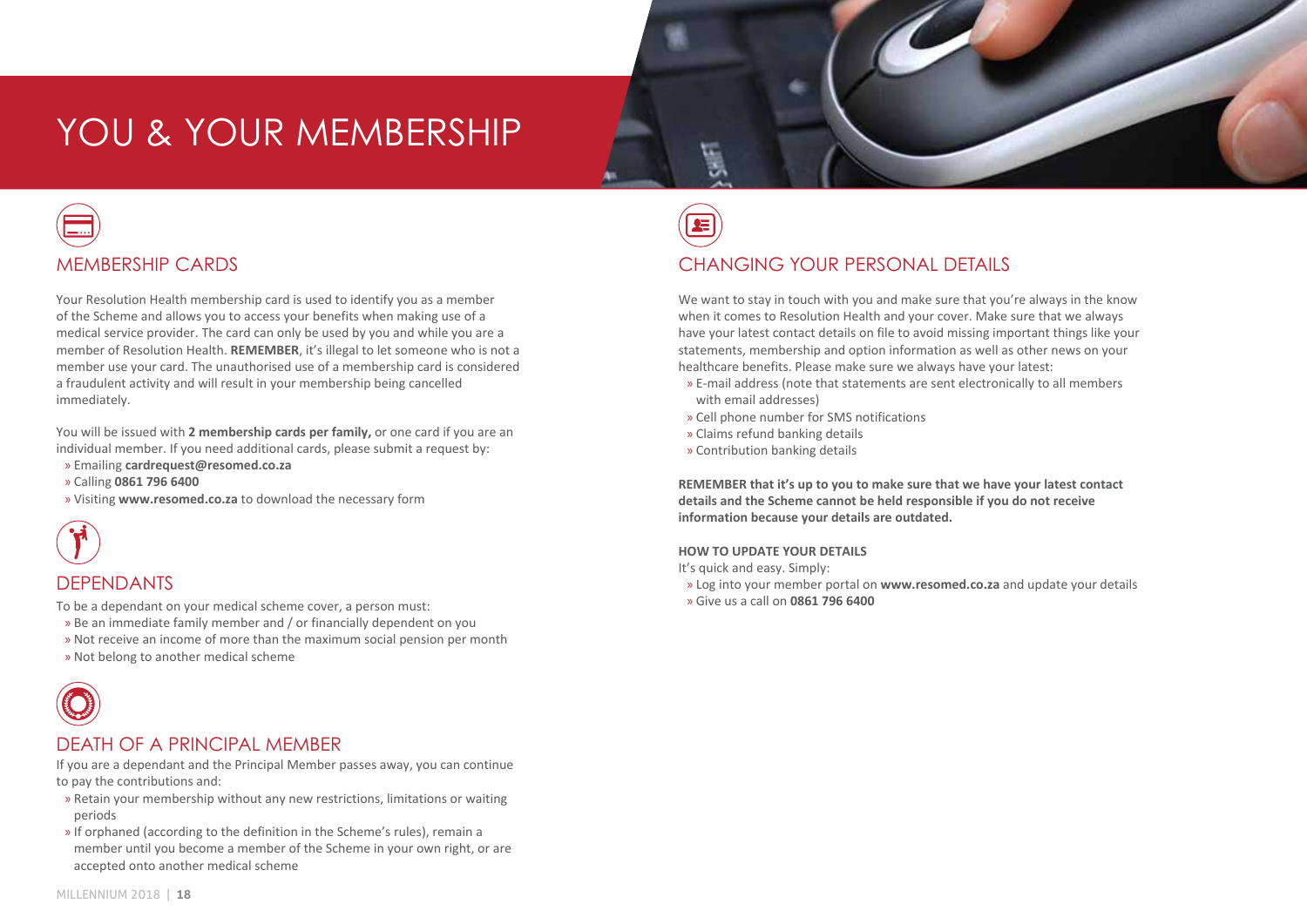# YOU & YOUR MEMBERSHIP

## MEMBERSHIP CARDS

Your Resolution Health membership card is used to identify you as a member of the Scheme and allows you to access your benefits when making use of a medical service provider. The card can only be used by you and while you are a member of Resolution Health. **REMEMBER**, it's illegal to let someone who is not a member use your card. The unauthorised use of a membership card is considered a fraudulent activity and will result in your membership being cancelled immediately.

You will be issued with **2 membership cards per family,** or one card if you are an individual member. If you need additional cards, please submit a request by:

- Emailing **cardrequest@resomed.co.za**
- Calling **0861 796 6400**
- Visiting **www.resomed.co.za** to download the necessary form

## DEPENDANTS

To be a dependant on your medical scheme cover, a person must:

- Be an immediate family member and / or financially dependent on you
- Not receive an income of more than the maximum social pension per month
- Not belong to another medical scheme

## DEATH OF A PRINCIPAL MEMBER

If you are a dependant and the Principal Member passes away, you can continue to pay the contributions and:

- Retain your membership without any new restrictions, limitations or waiting periods
- If orphaned (according to the definition in the Scheme's rules), remain a member until you become a member of the Scheme in your own right, or are accepted onto another medical scheme

## CHANGING YOUR PERSONAL DETAILS

We want to stay in touch with you and make sure that you're always in the know when it comes to Resolution Health and your cover. Make sure that we always have your latest contact details on file to avoid missing important things like your statements, membership and option information as well as other news on your healthcare benefits. Please make sure we always have your latest:

- E-mail address (note that statements are sent electronically to all members with email addresses)
- Cell phone number for SMS notifications
- Claims refund banking details
- Contribution banking details

**REMEMBER that it's up to you to make sure that we have your latest contact details and the Scheme cannot be held responsible if you do not receive information because your details are outdated.**

**HOW TO UPDATE YOUR DETAILS**

It's quick and easy. Simply:

- Log into your member portal on **www.resomed.co.za** and update your details
- Give us a call on **0861 796 6400**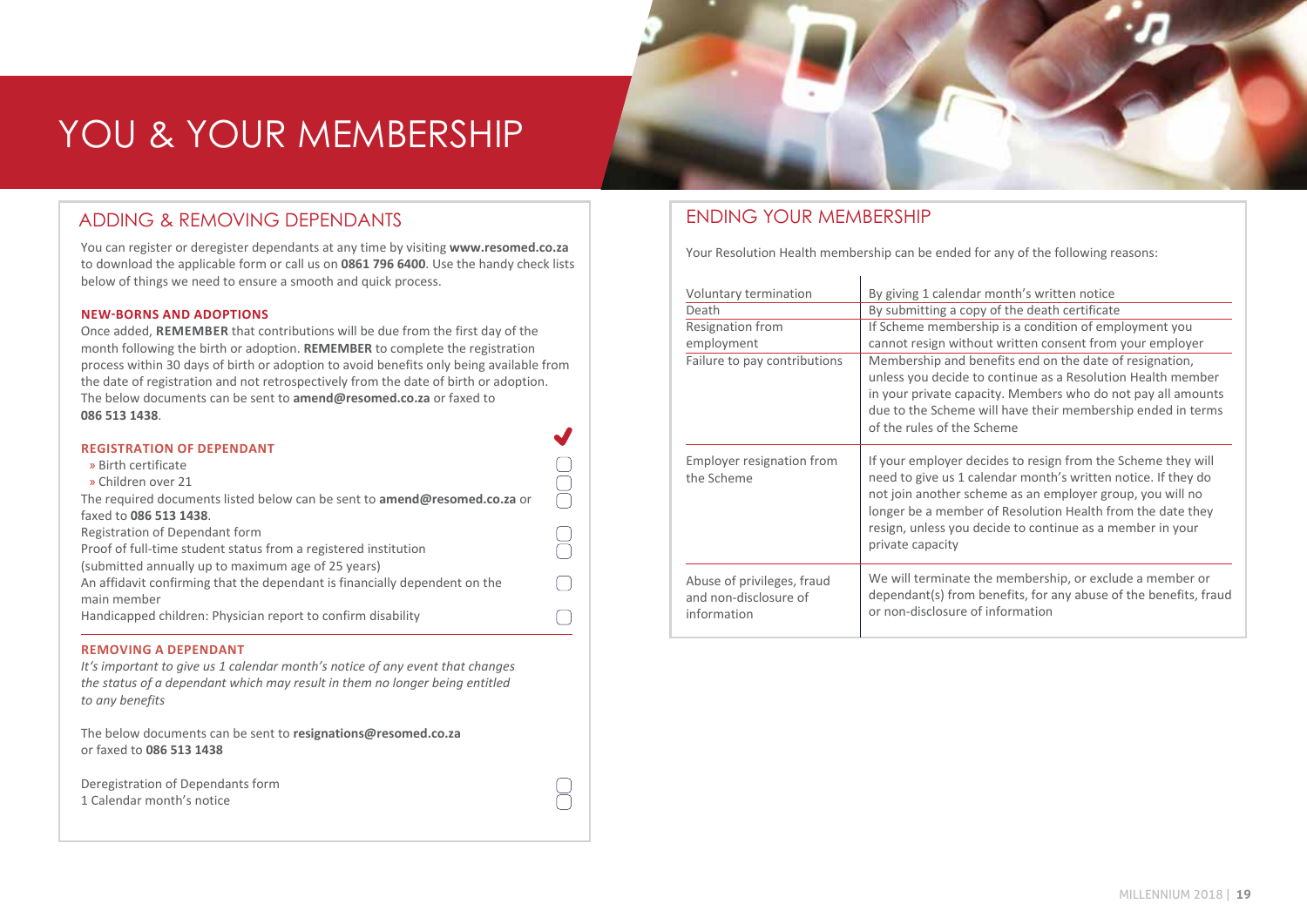# YOU & YOUR MEMBERSHIP

## ADDING & REMOVING DEPENDANTS

You can register or deregister dependants at any time by visiting **www.resomed.co.za** to download the applicable form or call us on **0861 796 6400**. Use the handy check lists below of things we need to ensure a smooth and quick process.

### NEW-BORNS AND ADOPTIONS

Once added, **REMEMBER** that contributions will be due from the first day of the month following the birth or adoption. **REMEMBER** to complete the registration process within 30 days of birth or adoption to avoid benefits only being available from the date of registration and not retrospectively from the date of birth or adoption. The below documents can be sent to **amend@resomed.co.za** or faxed to **086 513 1438**.

### REGISTRATION OF DEPENDANT

- » Birth certificate ☐
- » Children over 21 ☐

The required documents listed below can be sent to **amend@resomed.co.za** or faxed to **086 513 1438**. ☐

- Registration of Dependant form ☐
- Proof of full-time student status from a registered institution (submitted annually up to maximum age of 25 years) ☐
- An affidavit confirming that the dependant is financially dependent on the main member ☐
- Handicapped children: Physician report to confirm disability ☐

### REMOVING A DEPENDANT

*It's important to give us 1 calendar month's notice of any event that changes the status of a dependant which may result in them no longer being entitled to any benefits*

The below documents can be sent to **resignations@resomed.co.za** or faxed to **086 513 1438**

- Deregistration of Dependants form ☐
- 1 Calendar month's notice ☐

## ENDING YOUR MEMBERSHIP

Your Resolution Health membership can be ended for any of the following reasons:

| | |
|---|---|
| Voluntary termination | By giving 1 calendar month's written notice |
| Death | By submitting a copy of the death certificate |
| Resignation from employment | If Scheme membership is a condition of employment you cannot resign without written consent from your employer |
| Failure to pay contributions | Membership and benefits end on the date of resignation, unless you decide to continue as a Resolution Health member in your private capacity. Members who do not pay all amounts due to the Scheme will have their membership ended in terms of the rules of the Scheme |
| Employer resignation from the Scheme | If your employer decides to resign from the Scheme they will need to give us 1 calendar month's written notice. If they do not join another scheme as an employer group, you will no longer be a member of Resolution Health from the date they resign, unless you decide to continue as a member in your private capacity |
| Abuse of privileges, fraud and non-disclosure of information | We will terminate the membership, or exclude a member or dependant(s) from benefits, for any abuse of the benefits, fraud or non-disclosure of information |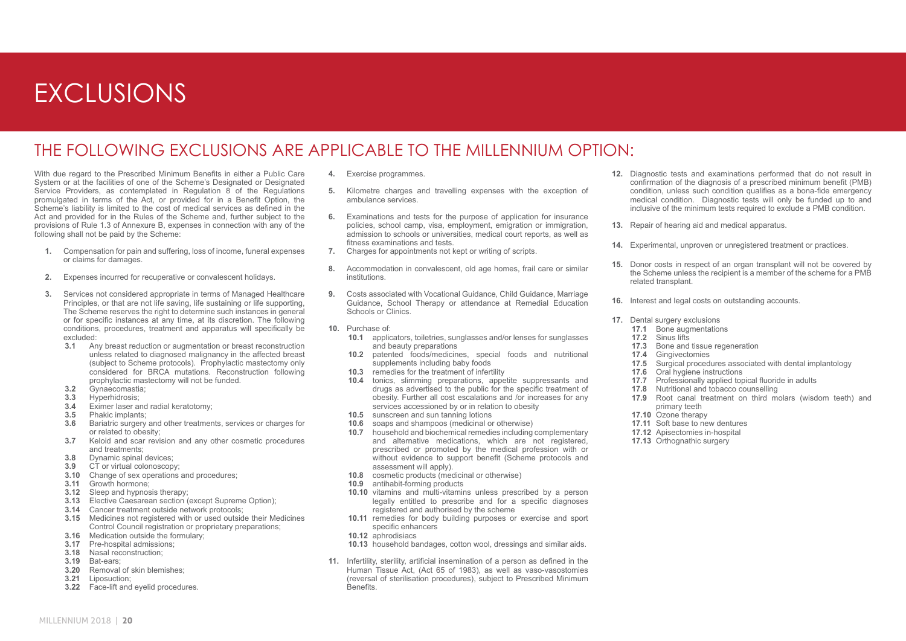# EXCLUSIONS

## THE FOLLOWING EXCLUSIONS ARE APPLICABLE TO THE MILLENNIUM OPTION:

With due regard to the Prescribed Minimum Benefits in either a Public Care System or at the facilities of one of the Scheme's Designated or Designated Service Providers, as contemplated in Regulation 8 of the Regulations promulgated in terms of the Act, or provided for in a Benefit Option, the Scheme's liability is limited to the cost of medical services as defined in the Act and provided for in the Rules of the Scheme and, further subject to the provisions of Rule 1.3 of Annexure B, expenses in connection with any of the following shall not be paid by the Scheme:

1. Compensation for pain and suffering, loss of income, funeral expenses or claims for damages.
2. Expenses incurred for recuperative or convalescent holidays.
3. Services not considered appropriate in terms of Managed Healthcare Principles, or that are not life saving, life sustaining or life supporting, The Scheme reserves the right to determine such instances in general or for specific instances at any time, at its discretion. The following conditions, procedures, treatment and apparatus will specifically be excluded:
   - **3.1** Any breast reduction or augmentation or breast reconstruction unless related to diagnosed malignancy in the affected breast (subject to Scheme protocols). Prophylactic mastectomy only considered for BRCA mutations. Reconstruction following prophylactic mastectomy will not be funded.
   - **3.2** Gynaecomastia;
   - **3.3** Hyperhidrosis;
   - **3.4** Eximer laser and radial keratotomy;
   - **3.5** Phakic implants;
   - **3.6** Bariatric surgery and other treatments, services or charges for or related to obesity;
   - **3.7** Keloid and scar revision and any other cosmetic procedures and treatments;
   - **3.8** Dynamic spinal devices;
   - **3.9** CT or virtual colonoscopy;
   - **3.10** Change of sex operations and procedures;
   - **3.11** Growth hormone;
   - **3.12** Sleep and hypnosis therapy;
   - **3.13** Elective Caesarean section (except Supreme Option);
   - **3.14** Cancer treatment outside network protocols;
   - **3.15** Medicines not registered with or used outside their Medicines Control Council registration or proprietary preparations;
   - **3.16** Medication outside the formulary;
   - **3.17** Pre-hospital admissions;
   - **3.18** Nasal reconstruction;
   - **3.19** Bat-ears;
   - **3.20** Removal of skin blemishes;
   - **3.21** Liposuction;
   - **3.22** Face-lift and eyelid procedures.
4. Exercise programmes.
5. Kilometre charges and travelling expenses with the exception of ambulance services.
6. Examinations and tests for the purpose of application for insurance policies, school camp, visa, employment, emigration or immigration, admission to schools or universities, medical court reports, as well as fitness examinations and tests.
7. Charges for appointments not kept or writing of scripts.
8. Accommodation in convalescent, old age homes, frail care or similar institutions.
9. Costs associated with Vocational Guidance, Child Guidance, Marriage Guidance, School Therapy or attendance at Remedial Education Schools or Clinics.
10. Purchase of:
    - **10.1** applicators, toiletries, sunglasses and/or lenses for sunglasses and beauty preparations
    - **10.2** patented foods/medicines, special foods and nutritional supplements including baby foods
    - **10.3** remedies for the treatment of infertility
    - **10.4** tonics, slimming preparations, appetite suppressants and drugs as advertised to the public for the specific treatment of obesity. Further all cost escalations and /or increases for any services accessioned by or in relation to obesity
    - **10.5** sunscreen and sun tanning lotions
    - **10.6** soaps and shampoos (medicinal or otherwise)
    - **10.7** household and biochemical remedies including complementary and alternative medications, which are not registered, prescribed or promoted by the medical profession with or without evidence to support benefit (Scheme protocols and assessment will apply).
    - **10.8** cosmetic products (medicinal or otherwise)
    - **10.9** antihabit-forming products
    - **10.10** vitamins and multi-vitamins unless prescribed by a person legally entitled to prescribe and for a specific diagnoses registered and authorised by the scheme
    - **10.11** remedies for body building purposes or exercise and sport specific enhancers
    - **10.12** aphrodisiacs
    - **10.13** household bandages, cotton wool, dressings and similar aids.
11. Infertility, sterility, artificial insemination of a person as defined in the Human Tissue Act, (Act 65 of 1983), as well as vaso-vasostomies (reversal of sterilisation procedures), subject to Prescribed Minimum Benefits.
12. Diagnostic tests and examinations performed that do not result in confirmation of the diagnosis of a prescribed minimum benefit (PMB) condition, unless such condition qualifies as a bona-fide emergency medical condition. Diagnostic tests will only be funded up to and inclusive of the minimum tests required to exclude a PMB condition.
13. Repair of hearing aid and medical apparatus.
14. Experimental, unproven or unregistered treatment or practices.
15. Donor costs in respect of an organ transplant will not be covered by the Scheme unless the recipient is a member of the scheme for a PMB related transplant.
16. Interest and legal costs on outstanding accounts.
17. Dental surgery exclusions
    - **17.1** Bone augmentations
    - **17.2** Sinus lifts
    - **17.3** Bone and tissue regeneration
    - **17.4** Gingivectomies
    - **17.5** Surgical procedures associated with dental implantology
    - **17.6** Oral hygiene instructions
    - **17.7** Professionally applied topical fluoride in adults
    - **17.8** Nutritional and tobacco counselling
    - **17.9** Root canal treatment on third molars (wisdom teeth) and primary teeth
    - **17.10** Ozone therapy
    - **17.11** Soft base to new dentures
    - **17.12** Apisectomies in-hospital
    - **17.13** Orthognathic surgery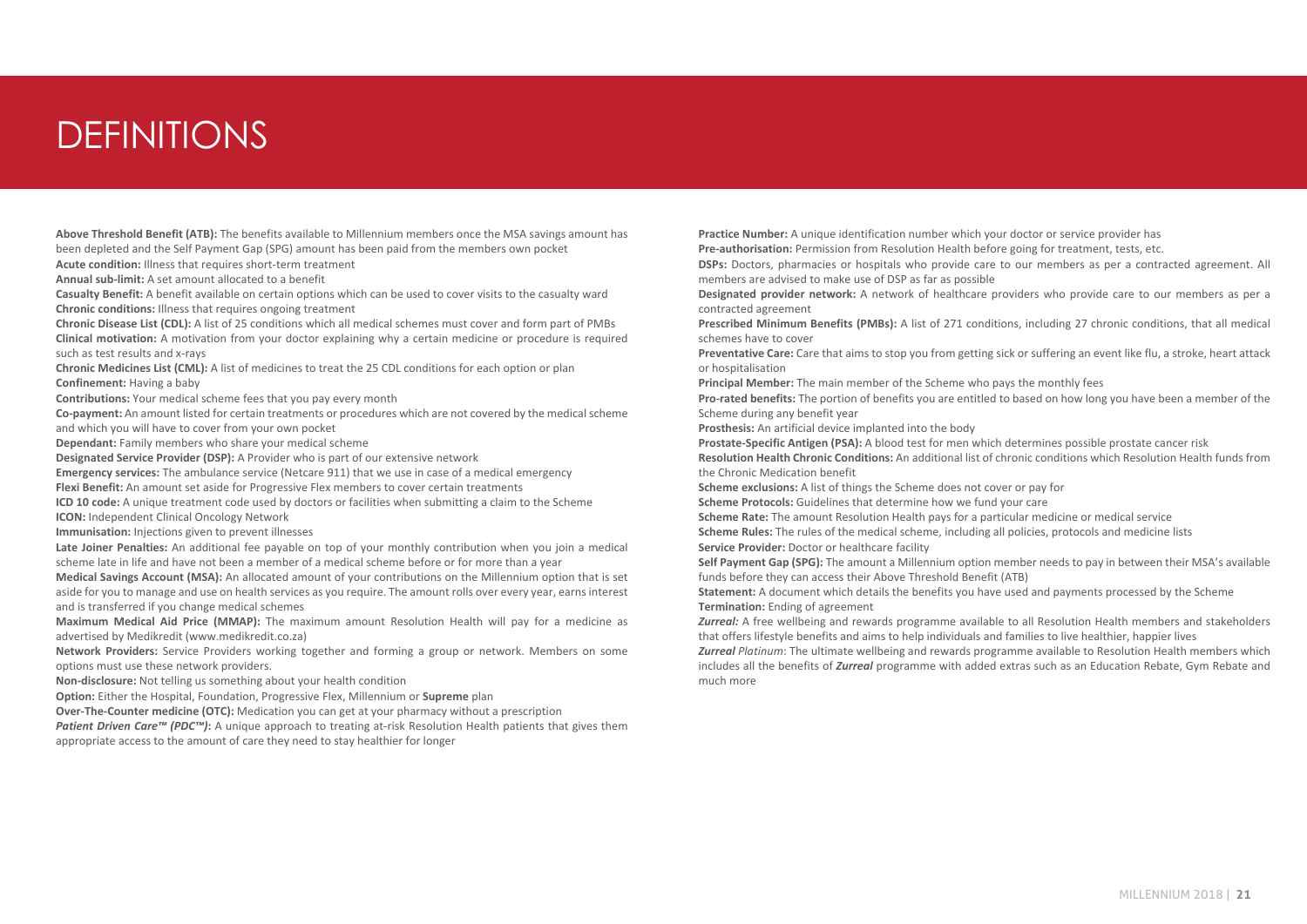# DEFINITIONS

**Above Threshold Benefit (ATB):** The benefits available to Millennium members once the MSA savings amount has been depleted and the Self Payment Gap (SPG) amount has been paid from the members own pocket

**Acute condition:** Illness that requires short-term treatment

**Annual sub-limit:** A set amount allocated to a benefit

**Casualty Benefit:** A benefit available on certain options which can be used to cover visits to the casualty ward

**Chronic conditions:** Illness that requires ongoing treatment

**Chronic Disease List (CDL):** A list of 25 conditions which all medical schemes must cover and form part of PMBs

**Clinical motivation:** A motivation from your doctor explaining why a certain medicine or procedure is required such as test results and x-rays

**Chronic Medicines List (CML):** A list of medicines to treat the 25 CDL conditions for each option or plan

**Confinement:** Having a baby

**Contributions:** Your medical scheme fees that you pay every month

**Co-payment:** An amount listed for certain treatments or procedures which are not covered by the medical scheme and which you will have to cover from your own pocket

**Dependant:** Family members who share your medical scheme

**Designated Service Provider (DSP):** A Provider who is part of our extensive network

**Emergency services:** The ambulance service (Netcare 911) that we use in case of a medical emergency

**Flexi Benefit:** An amount set aside for Progressive Flex members to cover certain treatments

**ICD 10 code:** A unique treatment code used by doctors or facilities when submitting a claim to the Scheme

**ICON:** Independent Clinical Oncology Network

**Immunisation:** Injections given to prevent illnesses

**Late Joiner Penalties:** An additional fee payable on top of your monthly contribution when you join a medical scheme late in life and have not been a member of a medical scheme before or for more than a year

**Medical Savings Account (MSA):** An allocated amount of your contributions on the Millennium option that is set aside for you to manage and use on health services as you require. The amount rolls over every year, earns interest and is transferred if you change medical schemes

**Maximum Medical Aid Price (MMAP):** The maximum amount Resolution Health will pay for a medicine as advertised by Medikredit (www.medikredit.co.za)

**Network Providers:** Service Providers working together and forming a group or network. Members on some options must use these network providers.

**Non-disclosure:** Not telling us something about your health condition

**Option:** Either the Hospital, Foundation, Progressive Flex, Millennium or **Supreme** plan

**Over-The-Counter medicine (OTC):** Medication you can get at your pharmacy without a prescription

***Patient Driven Care™ (PDC™):*** A unique approach to treating at-risk Resolution Health patients that gives them appropriate access to the amount of care they need to stay healthier for longer

**Practice Number:** A unique identification number which your doctor or service provider has

**Pre-authorisation:** Permission from Resolution Health before going for treatment, tests, etc.

**DSPs:** Doctors, pharmacies or hospitals who provide care to our members as per a contracted agreement. All members are advised to make use of DSP as far as possible

**Designated provider network:** A network of healthcare providers who provide care to our members as per a contracted agreement

**Prescribed Minimum Benefits (PMBs):** A list of 271 conditions, including 27 chronic conditions, that all medical schemes have to cover

**Preventative Care:** Care that aims to stop you from getting sick or suffering an event like flu, a stroke, heart attack or hospitalisation

**Principal Member:** The main member of the Scheme who pays the monthly fees

**Pro-rated benefits:** The portion of benefits you are entitled to based on how long you have been a member of the Scheme during any benefit year

**Prosthesis:** An artificial device implanted into the body

**Prostate-Specific Antigen (PSA):** A blood test for men which determines possible prostate cancer risk

**Resolution Health Chronic Conditions:** An additional list of chronic conditions which Resolution Health funds from the Chronic Medication benefit

**Scheme exclusions:** A list of things the Scheme does not cover or pay for

**Scheme Protocols:** Guidelines that determine how we fund your care

**Scheme Rate:** The amount Resolution Health pays for a particular medicine or medical service

**Scheme Rules:** The rules of the medical scheme, including all policies, protocols and medicine lists

**Service Provider:** Doctor or healthcare facility

**Self Payment Gap (SPG):** The amount a Millennium option member needs to pay in between their MSA's available funds before they can access their Above Threshold Benefit (ATB)

**Statement:** A document which details the benefits you have used and payments processed by the Scheme

**Termination:** Ending of agreement

***Zurreal:*** A free wellbeing and rewards programme available to all Resolution Health members and stakeholders that offers lifestyle benefits and aims to help individuals and families to live healthier, happier lives

***Zurreal** Platinum*: The ultimate wellbeing and rewards programme available to Resolution Health members which includes all the benefits of ***Zurreal*** programme with added extras such as an Education Rebate, Gym Rebate and much more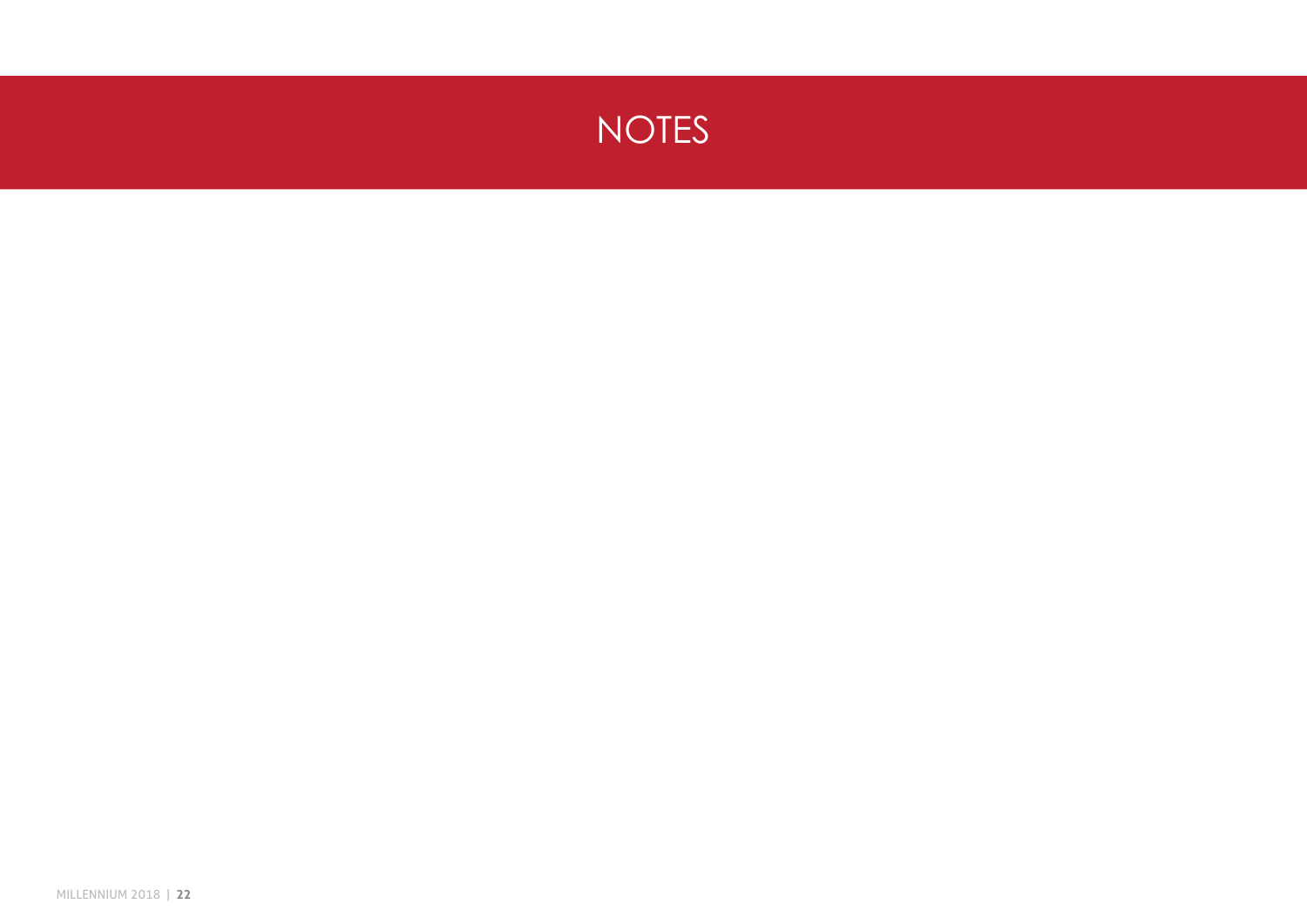# NOTES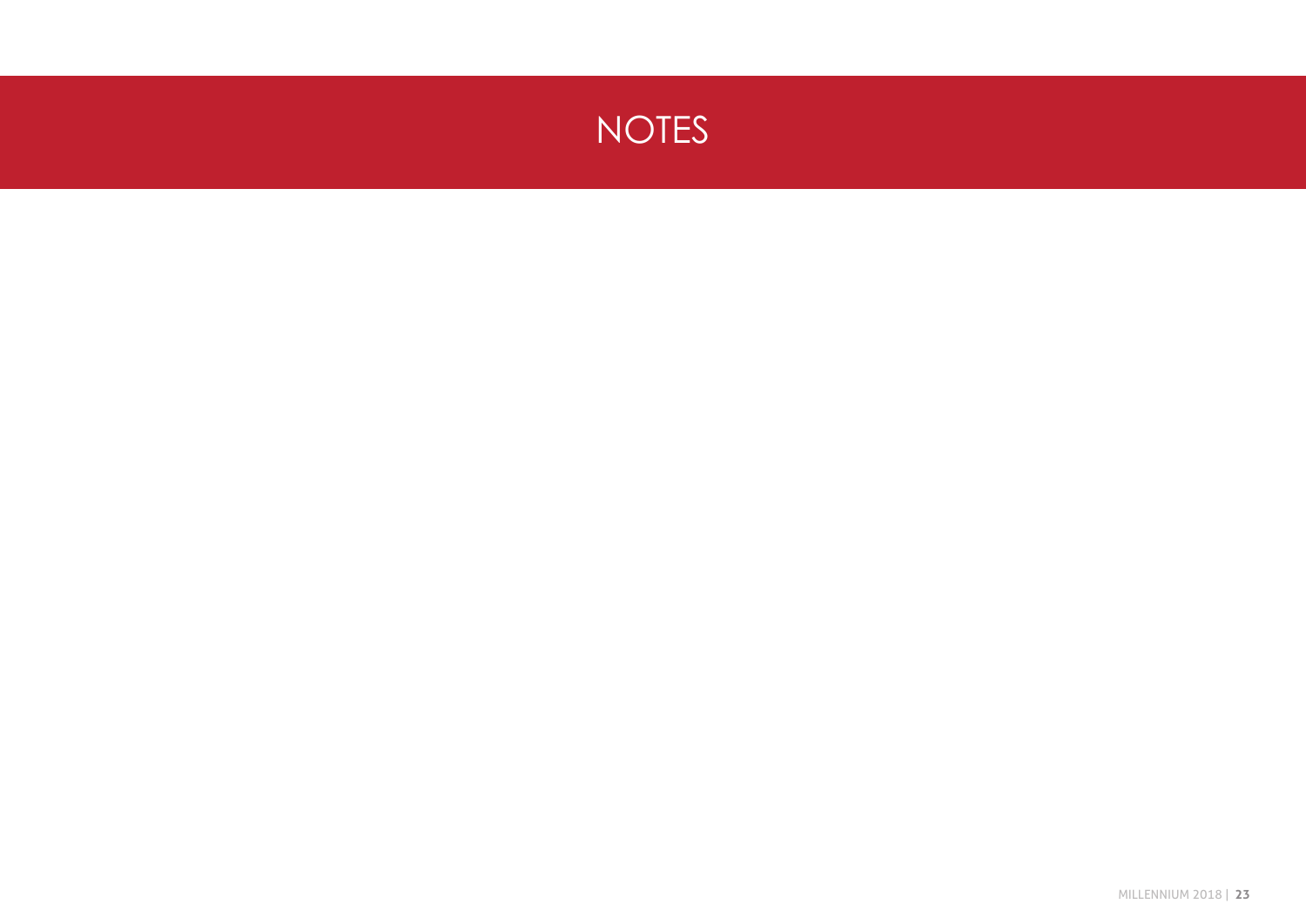# NOTES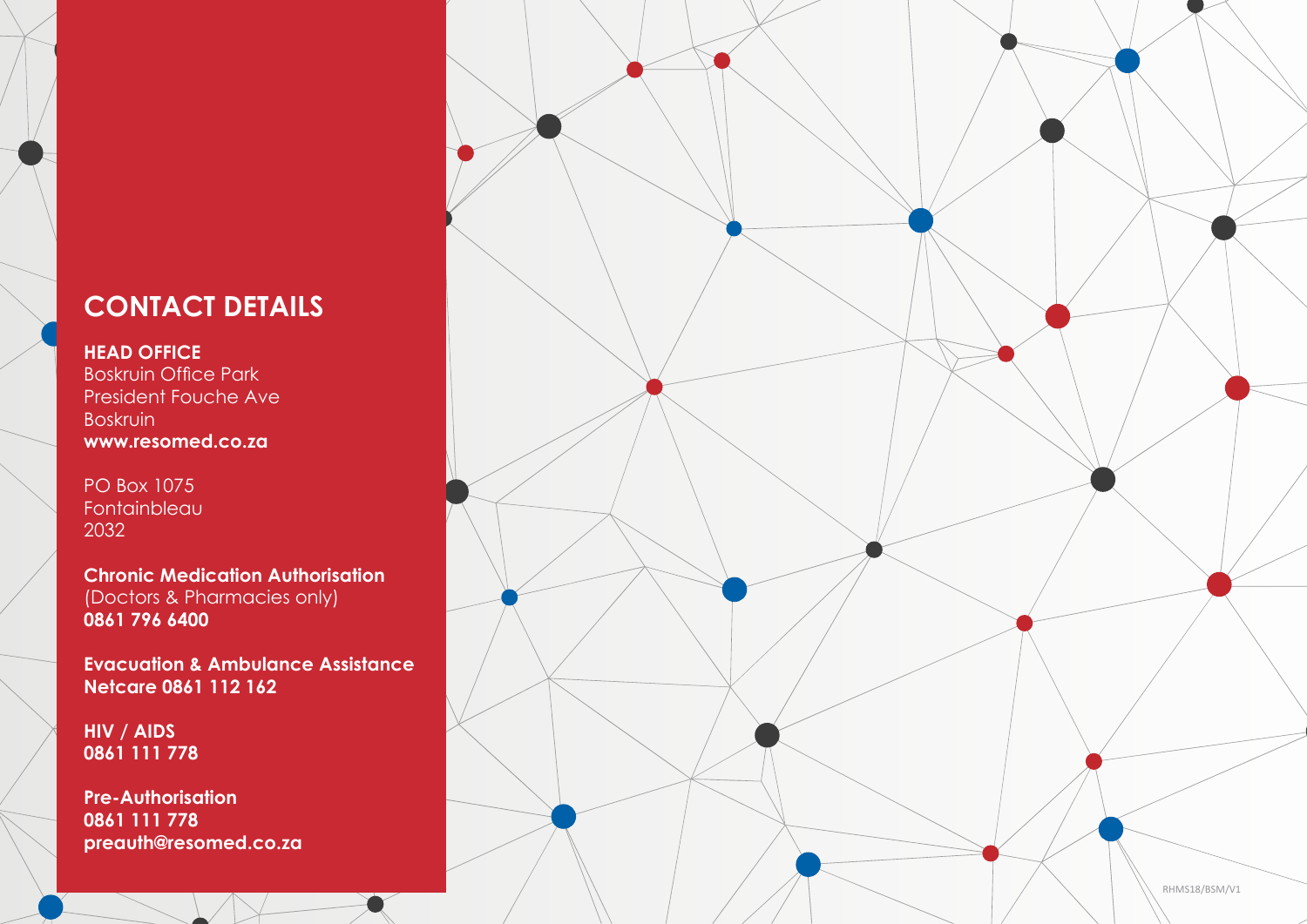# CONTACT DETAILS

**HEAD OFFICE**
Boskruin Office Park
President Fouche Ave
Boskruin
**www.resomed.co.za**

PO Box 1075
Fontainbleau
2032

**Chronic Medication Authorisation**
(Doctors & Pharmacies only)
**0861 796 6400**

**Evacuation & Ambulance Assistance**
**Netcare 0861 112 162**

**HIV / AIDS**
**0861 111 778**

**Pre-Authorisation**
**0861 111 778**
**preauth@resomed.co.za**

RHMS18/BSM/V1